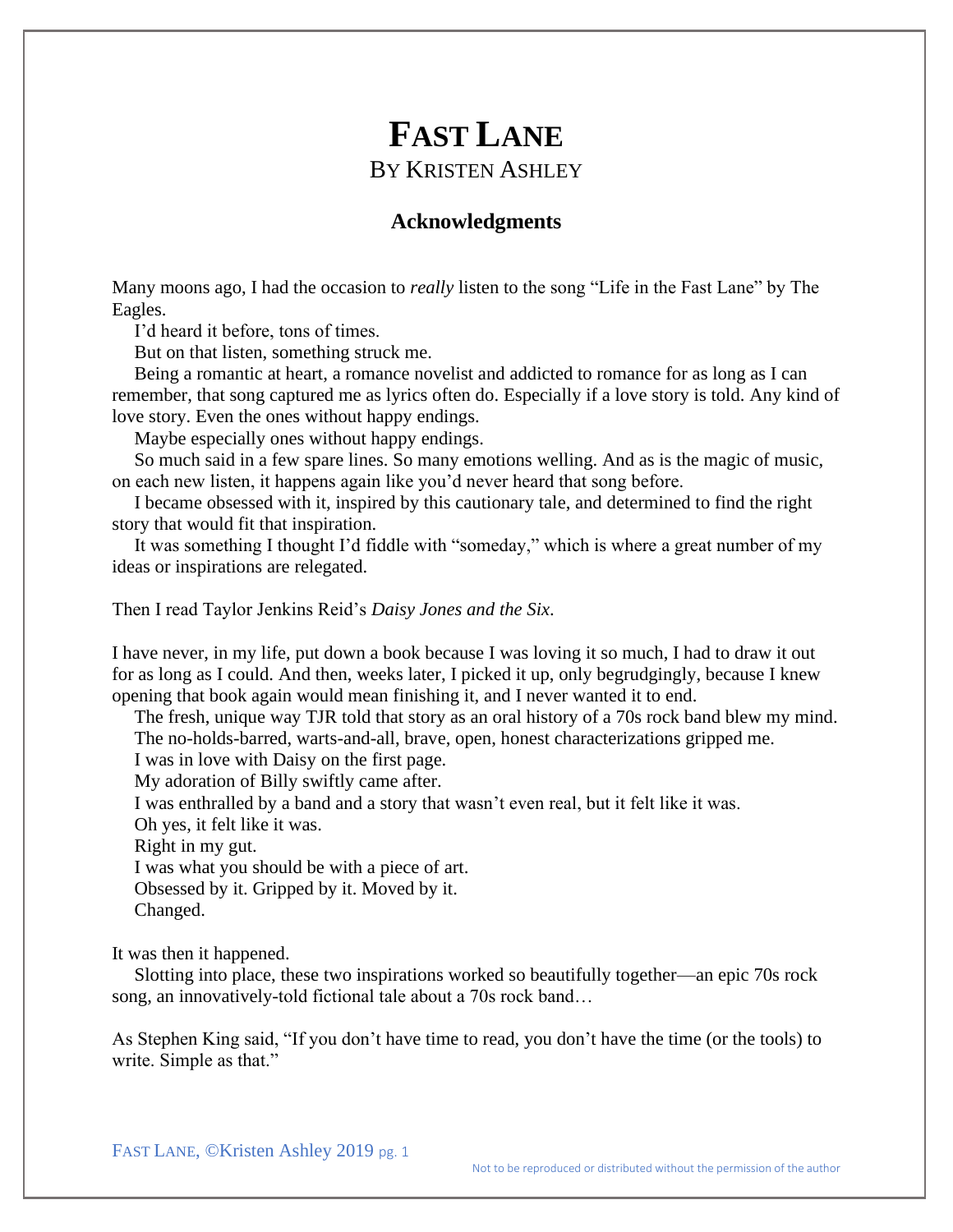# FAST LANE

## BY KRISTEN ASHLEY

### Acknowledgments

Many moons ago, I had the occasion to *really* listen to the song "Life in the Fast Lane" by The Eagles.

I'd heard it before, tons of times.

But on that listen, something struck me.

Being a romantic at heart, a romance novelist and addicted to romance for as long as I can remember, that song captured me as lyrics often do. Especially if a love story is told. Any kind of love story. Even the ones without happy endings.

Maybe especially ones without happy endings.

So much said in a few spare lines. So many emotions welling. And as is the magic of music, on each new listen, it happens again like you'd never heard that song before.

I became obsessed with it, inspired by this cautionary tale, and determined to find the right story that would fit that inspiration.

It was something I thought I'd fiddle with "someday," which is where a great number of my ideas or inspirations are relegated.

Then I read Taylor Jenkins Reid's *Daisy Jones and the Six*.

I have never, in my life, put down a book because I was loving it so much, I had to draw it out for as long as I could. And then, weeks later, I picked it up, only begrudgingly, because I knew opening that book again would mean finishing it, and I never wanted it to end.

The fresh, unique way TJR told that story as an oral history of a 70s rock band blew my mind.

The no-holds-barred, warts-and-all, brave, open, honest characterizations gripped me.

I was in love with Daisy on the first page.

My adoration of Billy swiftly came after.

I was enthralled by a band and a story that wasn't even real, but it felt like it was.

Oh yes, it felt like it was.

Right in my gut.

I was what you should be with a piece of art.

Obsessed by it. Gripped by it. Moved by it.

Changed.

It was then it happened.

Slotting into place, these two inspirations worked so beautifully together—an epic 70s rock song, an innovatively-told fictional tale about a 70s rock band…

As Stephen King said, "If you don't have time to read, you don't have the time (or the tools) to write. Simple as that."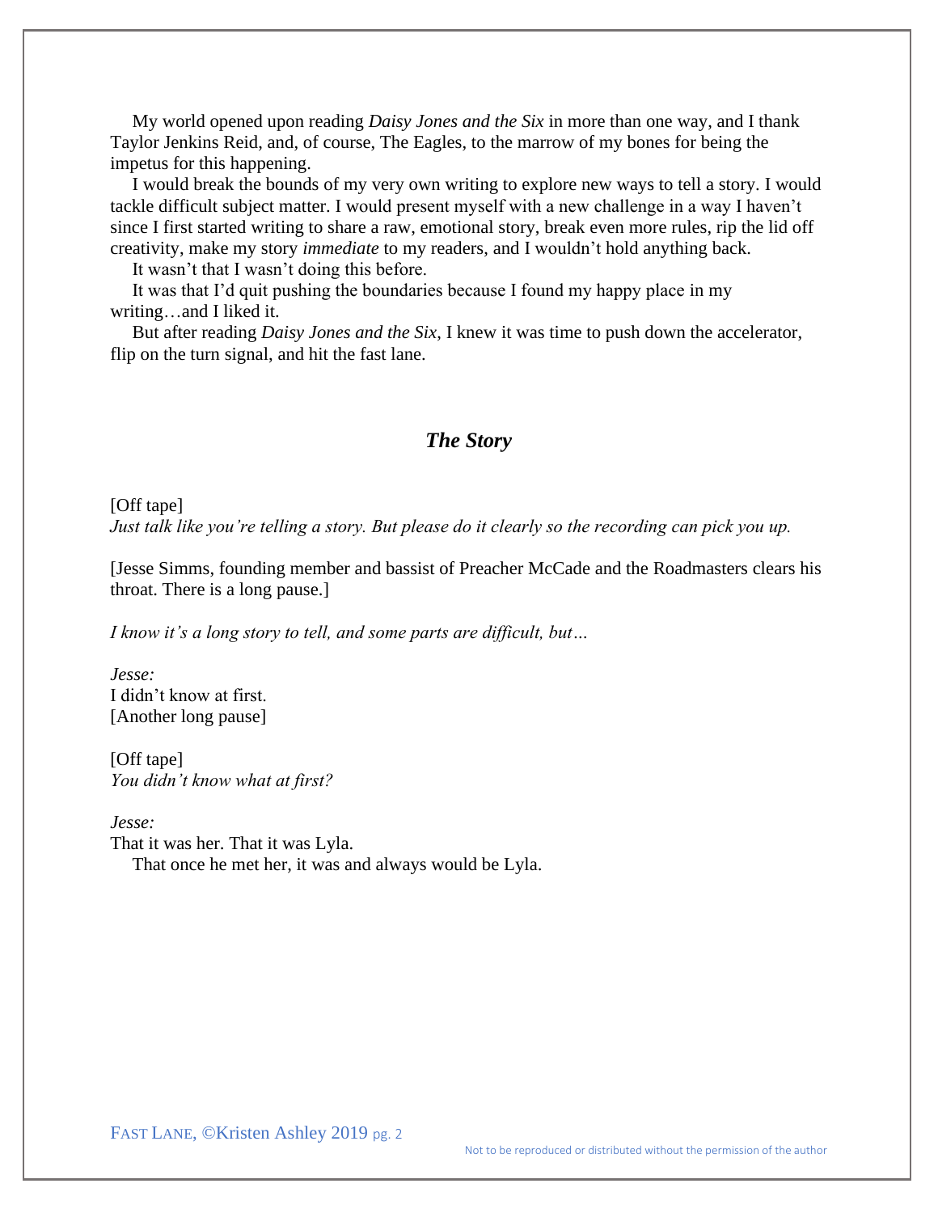My world opened upon reading *Daisy Jones and the Six* in more than one way, and I thank Taylor Jenkins Reid, and, of course, The Eagles, to the marrow of my bones for being the impetus for this happening.

I would break the bounds of my very own writing to explore new ways to tell a story. I would tackle difficult subject matter. I would present myself with a new challenge in a way I haven't since I first started writing to share a raw, emotional story, break even more rules, rip the lid off creativity, make my story *immediate* to my readers, and I wouldn't hold anything back.

It wasn't that I wasn't doing this before.

It was that I'd quit pushing the boundaries because I found my happy place in my writing…and I liked it.

But after reading *Daisy Jones and the Six*, I knew it was time to push down the accelerator, flip on the turn signal, and hit the fast lane.

## ***The Story***

[Off tape]
*Just talk like you're telling a story. But please do it clearly so the recording can pick you up.*

[Jesse Simms, founding member and bassist of Preacher McCade and the Roadmasters clears his throat. There is a long pause.]

*I know it's a long story to tell, and some parts are difficult, but…*

*Jesse:*
I didn't know at first.
[Another long pause]

[Off tape]
*You didn't know what at first?*

*Jesse:*
That it was her. That it was Lyla.

That once he met her, it was and always would be Lyla.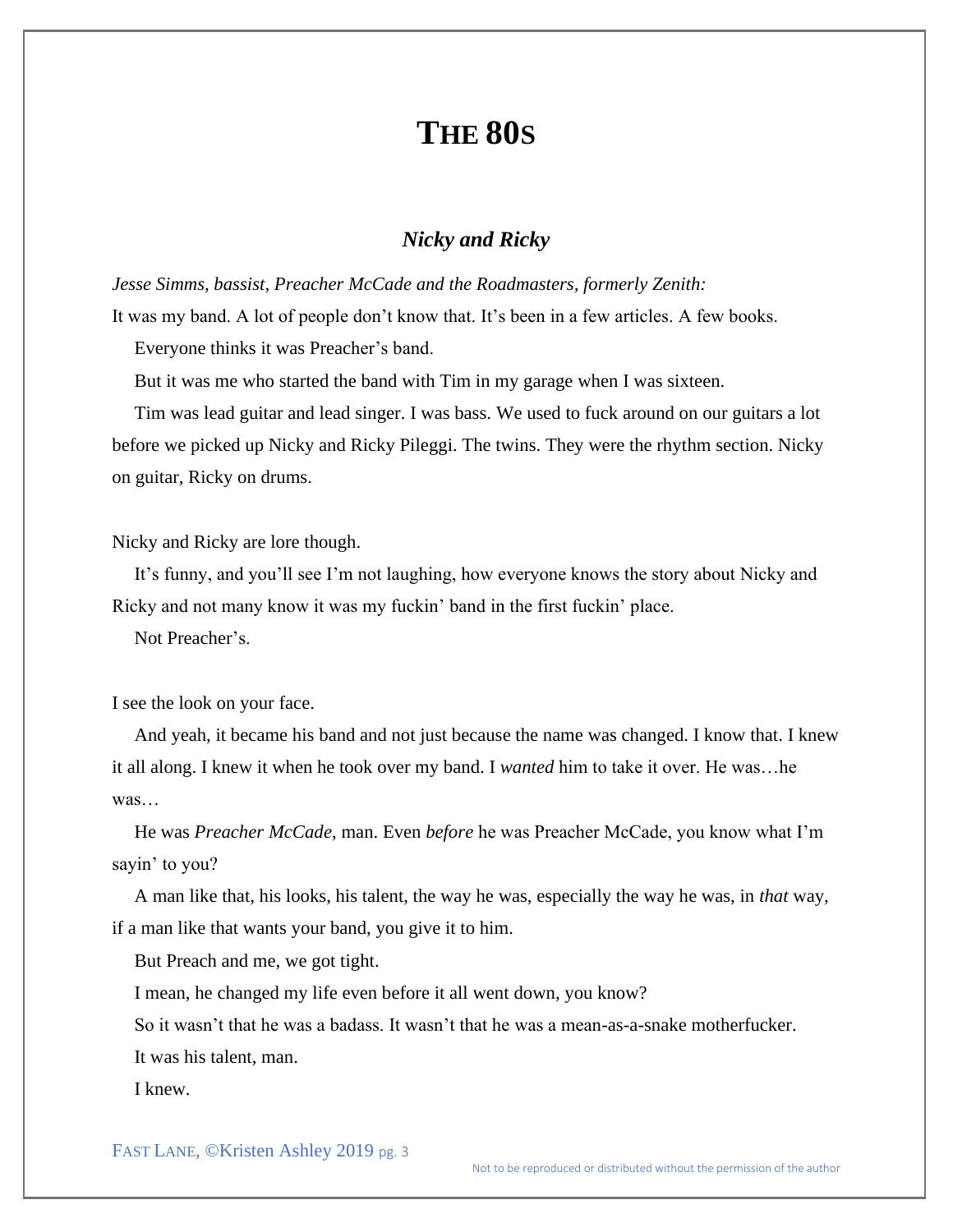# THE 80S

### *Nicky and Ricky*

*Jesse Simms, bassist, Preacher McCade and the Roadmasters, formerly Zenith:*

It was my band. A lot of people don't know that. It's been in a few articles. A few books.

Everyone thinks it was Preacher's band.

But it was me who started the band with Tim in my garage when I was sixteen.

Tim was lead guitar and lead singer. I was bass. We used to fuck around on our guitars a lot before we picked up Nicky and Ricky Pileggi. The twins. They were the rhythm section. Nicky on guitar, Ricky on drums.

Nicky and Ricky are lore though.

It's funny, and you'll see I'm not laughing, how everyone knows the story about Nicky and Ricky and not many know it was my fuckin' band in the first fuckin' place.

Not Preacher's.

I see the look on your face.

And yeah, it became his band and not just because the name was changed. I know that. I knew it all along. I knew it when he took over my band. I *wanted* him to take it over. He was…he was…

He was *Preacher McCade*, man. Even *before* he was Preacher McCade, you know what I'm sayin' to you?

A man like that, his looks, his talent, the way he was, especially the way he was, in *that* way, if a man like that wants your band, you give it to him.

But Preach and me, we got tight.

I mean, he changed my life even before it all went down, you know?

So it wasn't that he was a badass. It wasn't that he was a mean-as-a-snake motherfucker.

It was his talent, man.

I knew.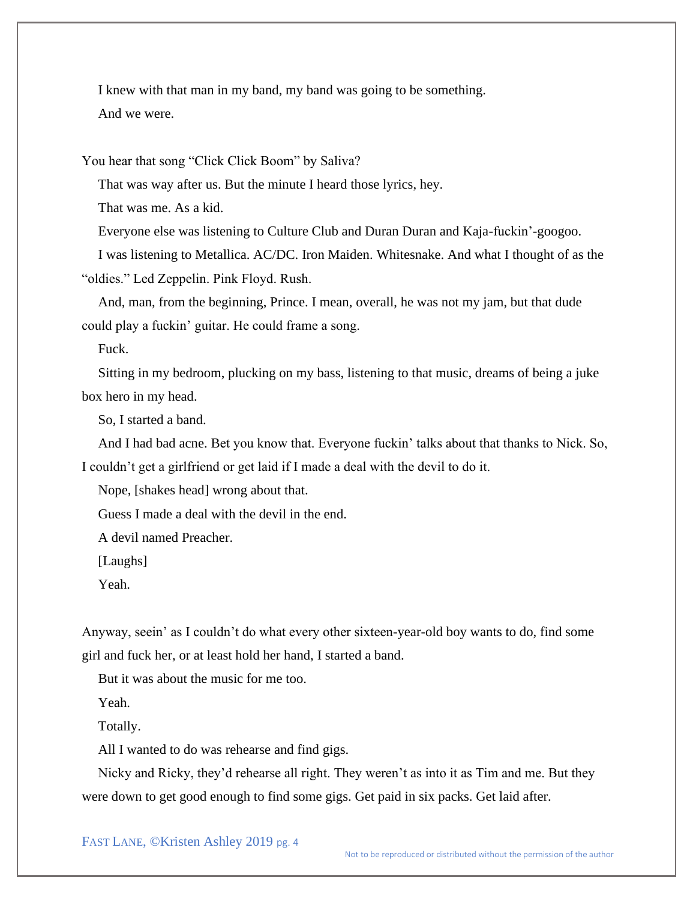I knew with that man in my band, my band was going to be something.

And we were.

You hear that song "Click Click Boom" by Saliva?

That was way after us. But the minute I heard those lyrics, hey.

That was me. As a kid.

Everyone else was listening to Culture Club and Duran Duran and Kaja-fuckin'-googoo.

I was listening to Metallica. AC/DC. Iron Maiden. Whitesnake. And what I thought of as the "oldies." Led Zeppelin. Pink Floyd. Rush.

And, man, from the beginning, Prince. I mean, overall, he was not my jam, but that dude could play a fuckin' guitar. He could frame a song.

Fuck.

Sitting in my bedroom, plucking on my bass, listening to that music, dreams of being a juke box hero in my head.

So, I started a band.

And I had bad acne. Bet you know that. Everyone fuckin' talks about that thanks to Nick. So, I couldn't get a girlfriend or get laid if I made a deal with the devil to do it.

Nope, [shakes head] wrong about that.

Guess I made a deal with the devil in the end.

A devil named Preacher.

[Laughs]

Yeah.

Anyway, seein' as I couldn't do what every other sixteen-year-old boy wants to do, find some girl and fuck her, or at least hold her hand, I started a band.

But it was about the music for me too.

Yeah.

Totally.

All I wanted to do was rehearse and find gigs.

Nicky and Ricky, they'd rehearse all right. They weren't as into it as Tim and me. But they were down to get good enough to find some gigs. Get paid in six packs. Get laid after.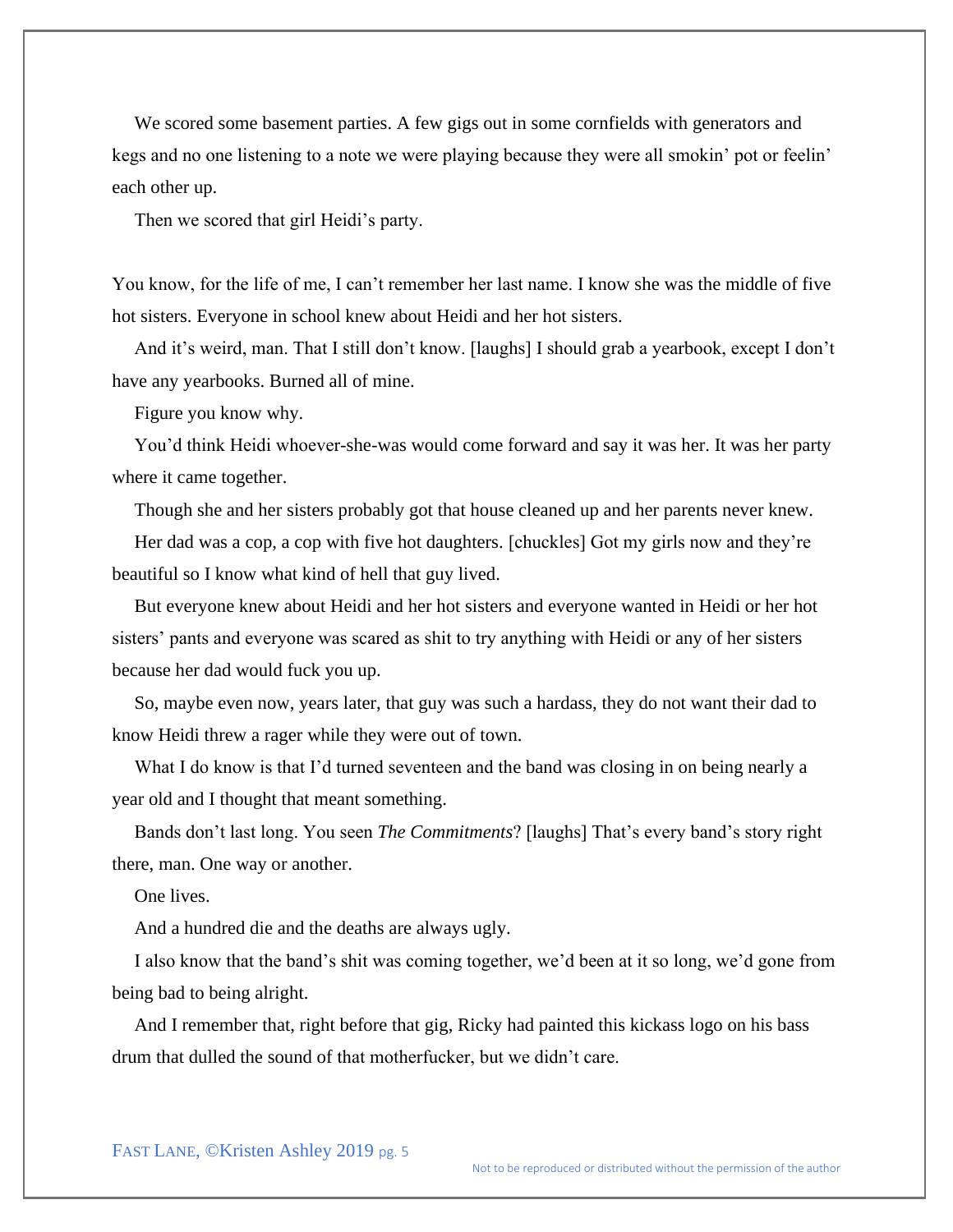We scored some basement parties. A few gigs out in some cornfields with generators and kegs and no one listening to a note we were playing because they were all smokin' pot or feelin' each other up.

Then we scored that girl Heidi's party.

You know, for the life of me, I can't remember her last name. I know she was the middle of five hot sisters. Everyone in school knew about Heidi and her hot sisters.

And it's weird, man. That I still don't know. [laughs] I should grab a yearbook, except I don't have any yearbooks. Burned all of mine.

Figure you know why.

You'd think Heidi whoever-she-was would come forward and say it was her. It was her party where it came together.

Though she and her sisters probably got that house cleaned up and her parents never knew.

Her dad was a cop, a cop with five hot daughters. [chuckles] Got my girls now and they're beautiful so I know what kind of hell that guy lived.

But everyone knew about Heidi and her hot sisters and everyone wanted in Heidi or her hot sisters' pants and everyone was scared as shit to try anything with Heidi or any of her sisters because her dad would fuck you up.

So, maybe even now, years later, that guy was such a hardass, they do not want their dad to know Heidi threw a rager while they were out of town.

What I do know is that I'd turned seventeen and the band was closing in on being nearly a year old and I thought that meant something.

Bands don't last long. You seen *The Commitments*? [laughs] That's every band's story right there, man. One way or another.

One lives.

And a hundred die and the deaths are always ugly.

I also know that the band's shit was coming together, we'd been at it so long, we'd gone from being bad to being alright.

And I remember that, right before that gig, Ricky had painted this kickass logo on his bass drum that dulled the sound of that motherfucker, but we didn't care.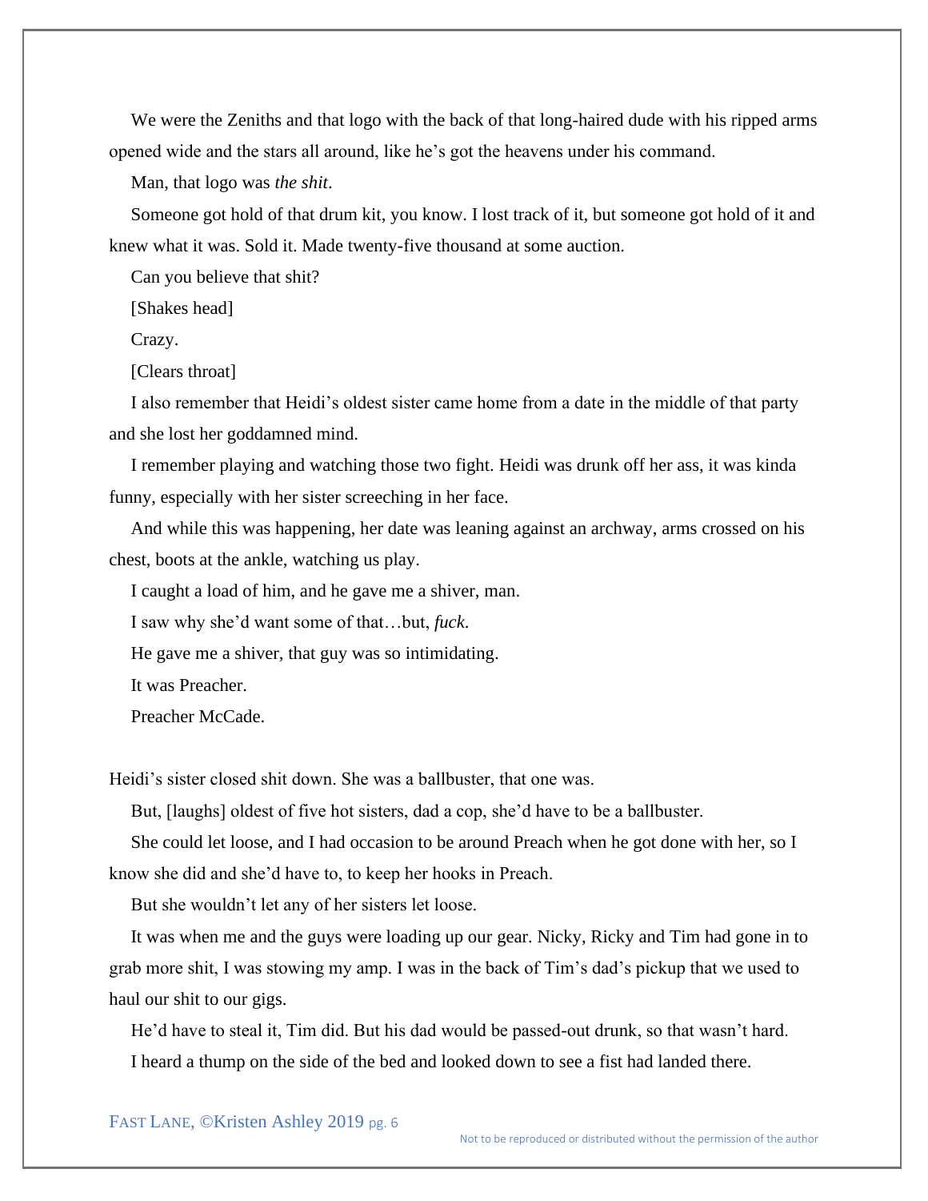We were the Zeniths and that logo with the back of that long-haired dude with his ripped arms opened wide and the stars all around, like he's got the heavens under his command.

Man, that logo was *the shit*.

Someone got hold of that drum kit, you know. I lost track of it, but someone got hold of it and knew what it was. Sold it. Made twenty-five thousand at some auction.

Can you believe that shit?

[Shakes head]

Crazy.

[Clears throat]

I also remember that Heidi's oldest sister came home from a date in the middle of that party and she lost her goddamned mind.

I remember playing and watching those two fight. Heidi was drunk off her ass, it was kinda funny, especially with her sister screeching in her face.

And while this was happening, her date was leaning against an archway, arms crossed on his chest, boots at the ankle, watching us play.

I caught a load of him, and he gave me a shiver, man.

I saw why she'd want some of that…but, *fuck*.

He gave me a shiver, that guy was so intimidating.

It was Preacher.

Preacher McCade.

Heidi's sister closed shit down. She was a ballbuster, that one was.

But, [laughs] oldest of five hot sisters, dad a cop, she'd have to be a ballbuster.

She could let loose, and I had occasion to be around Preach when he got done with her, so I know she did and she'd have to, to keep her hooks in Preach.

But she wouldn't let any of her sisters let loose.

It was when me and the guys were loading up our gear. Nicky, Ricky and Tim had gone in to grab more shit, I was stowing my amp. I was in the back of Tim's dad's pickup that we used to haul our shit to our gigs.

He'd have to steal it, Tim did. But his dad would be passed-out drunk, so that wasn't hard.

I heard a thump on the side of the bed and looked down to see a fist had landed there.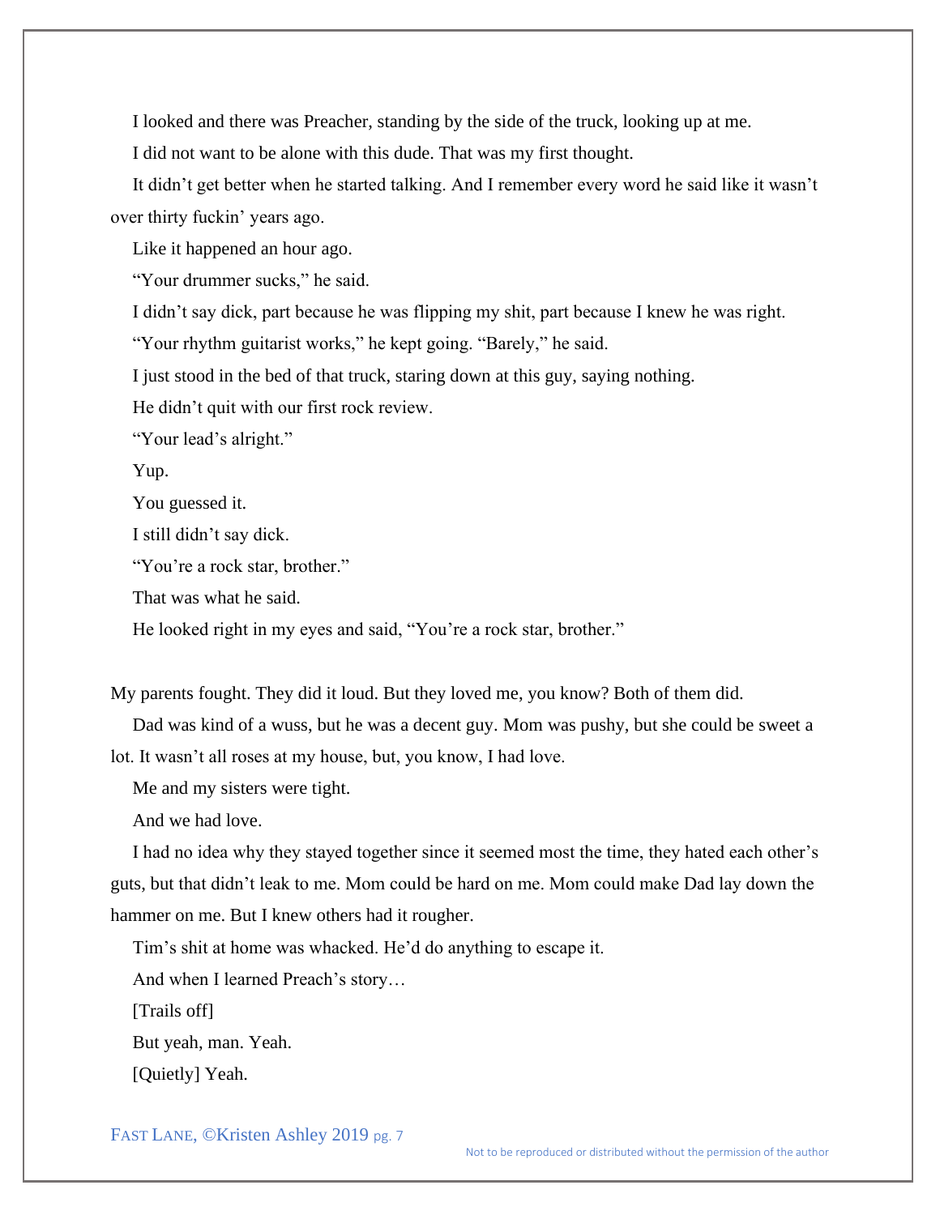I looked and there was Preacher, standing by the side of the truck, looking up at me.

I did not want to be alone with this dude. That was my first thought.

It didn't get better when he started talking. And I remember every word he said like it wasn't over thirty fuckin' years ago.

Like it happened an hour ago.

"Your drummer sucks," he said.

I didn't say dick, part because he was flipping my shit, part because I knew he was right.

"Your rhythm guitarist works," he kept going. "Barely," he said.

I just stood in the bed of that truck, staring down at this guy, saying nothing.

He didn't quit with our first rock review.

"Your lead's alright."

Yup.

You guessed it.

I still didn't say dick.

"You're a rock star, brother."

That was what he said.

He looked right in my eyes and said, "You're a rock star, brother."

My parents fought. They did it loud. But they loved me, you know? Both of them did.

Dad was kind of a wuss, but he was a decent guy. Mom was pushy, but she could be sweet a lot. It wasn't all roses at my house, but, you know, I had love.

Me and my sisters were tight.

And we had love.

I had no idea why they stayed together since it seemed most the time, they hated each other's guts, but that didn't leak to me. Mom could be hard on me. Mom could make Dad lay down the hammer on me. But I knew others had it rougher.

Tim's shit at home was whacked. He'd do anything to escape it.

And when I learned Preach's story…

[Trails off]

But yeah, man. Yeah.

[Quietly] Yeah.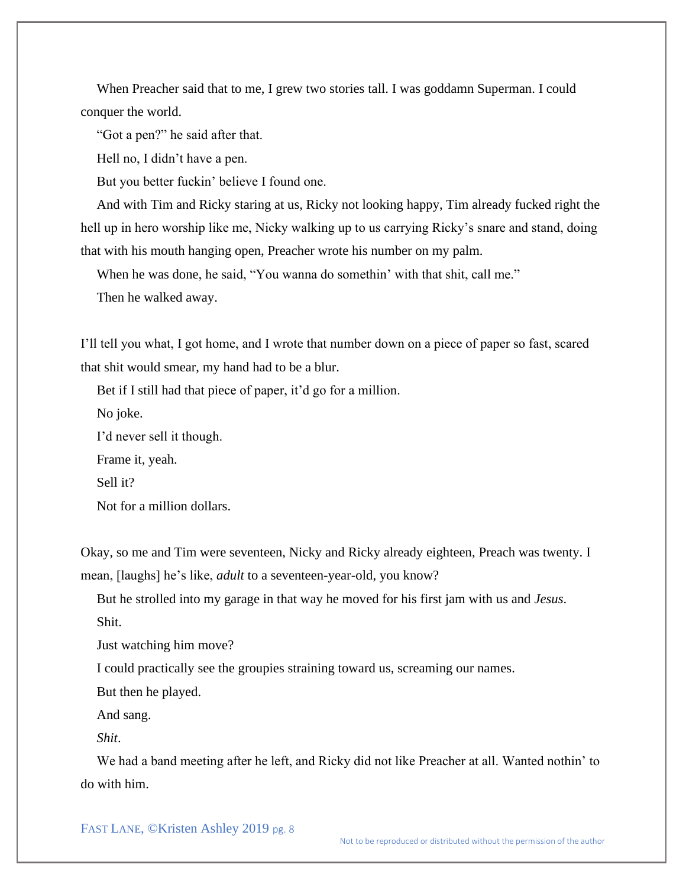When Preacher said that to me, I grew two stories tall. I was goddamn Superman. I could conquer the world.

"Got a pen?" he said after that.

Hell no, I didn't have a pen.

But you better fuckin' believe I found one.

And with Tim and Ricky staring at us, Ricky not looking happy, Tim already fucked right the hell up in hero worship like me, Nicky walking up to us carrying Ricky's snare and stand, doing that with his mouth hanging open, Preacher wrote his number on my palm.

When he was done, he said, "You wanna do somethin' with that shit, call me."

Then he walked away.

I'll tell you what, I got home, and I wrote that number down on a piece of paper so fast, scared that shit would smear, my hand had to be a blur.

Bet if I still had that piece of paper, it'd go for a million.

No joke.

I'd never sell it though.

Frame it, yeah.

Sell it?

Not for a million dollars.

Okay, so me and Tim were seventeen, Nicky and Ricky already eighteen, Preach was twenty. I mean, [laughs] he's like, *adult* to a seventeen-year-old, you know?

But he strolled into my garage in that way he moved for his first jam with us and *Jesus*.

Shit.

Just watching him move?

I could practically see the groupies straining toward us, screaming our names.

But then he played.

And sang.

*Shit*.

We had a band meeting after he left, and Ricky did not like Preacher at all. Wanted nothin' to do with him.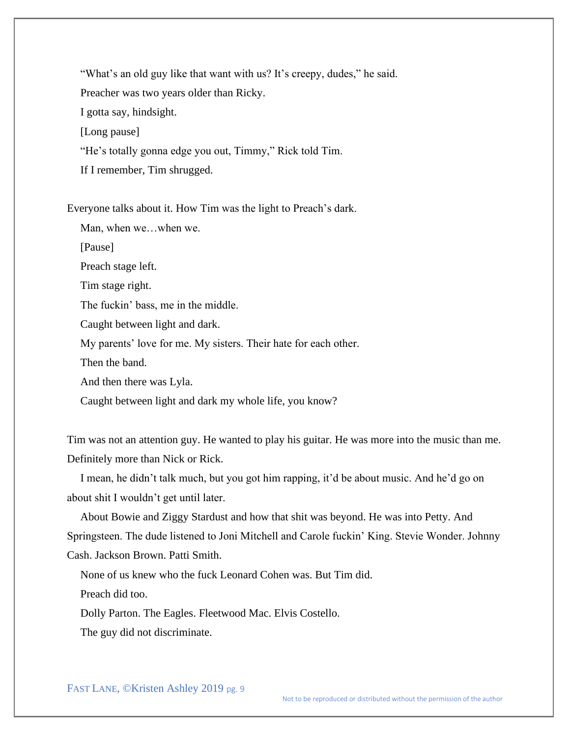"What's an old guy like that want with us? It's creepy, dudes," he said.

Preacher was two years older than Ricky.

I gotta say, hindsight.

[Long pause]

"He's totally gonna edge you out, Timmy," Rick told Tim.

If I remember, Tim shrugged.

Everyone talks about it. How Tim was the light to Preach's dark.

Man, when we…when we.

[Pause]

Preach stage left.

Tim stage right.

The fuckin' bass, me in the middle.

Caught between light and dark.

My parents' love for me. My sisters. Their hate for each other.

Then the band.

And then there was Lyla.

Caught between light and dark my whole life, you know?

Tim was not an attention guy. He wanted to play his guitar. He was more into the music than me. Definitely more than Nick or Rick.

I mean, he didn't talk much, but you got him rapping, it'd be about music. And he'd go on about shit I wouldn't get until later.

About Bowie and Ziggy Stardust and how that shit was beyond. He was into Petty. And Springsteen. The dude listened to Joni Mitchell and Carole fuckin' King. Stevie Wonder. Johnny Cash. Jackson Brown. Patti Smith.

None of us knew who the fuck Leonard Cohen was. But Tim did.

Preach did too.

Dolly Parton. The Eagles. Fleetwood Mac. Elvis Costello.

The guy did not discriminate.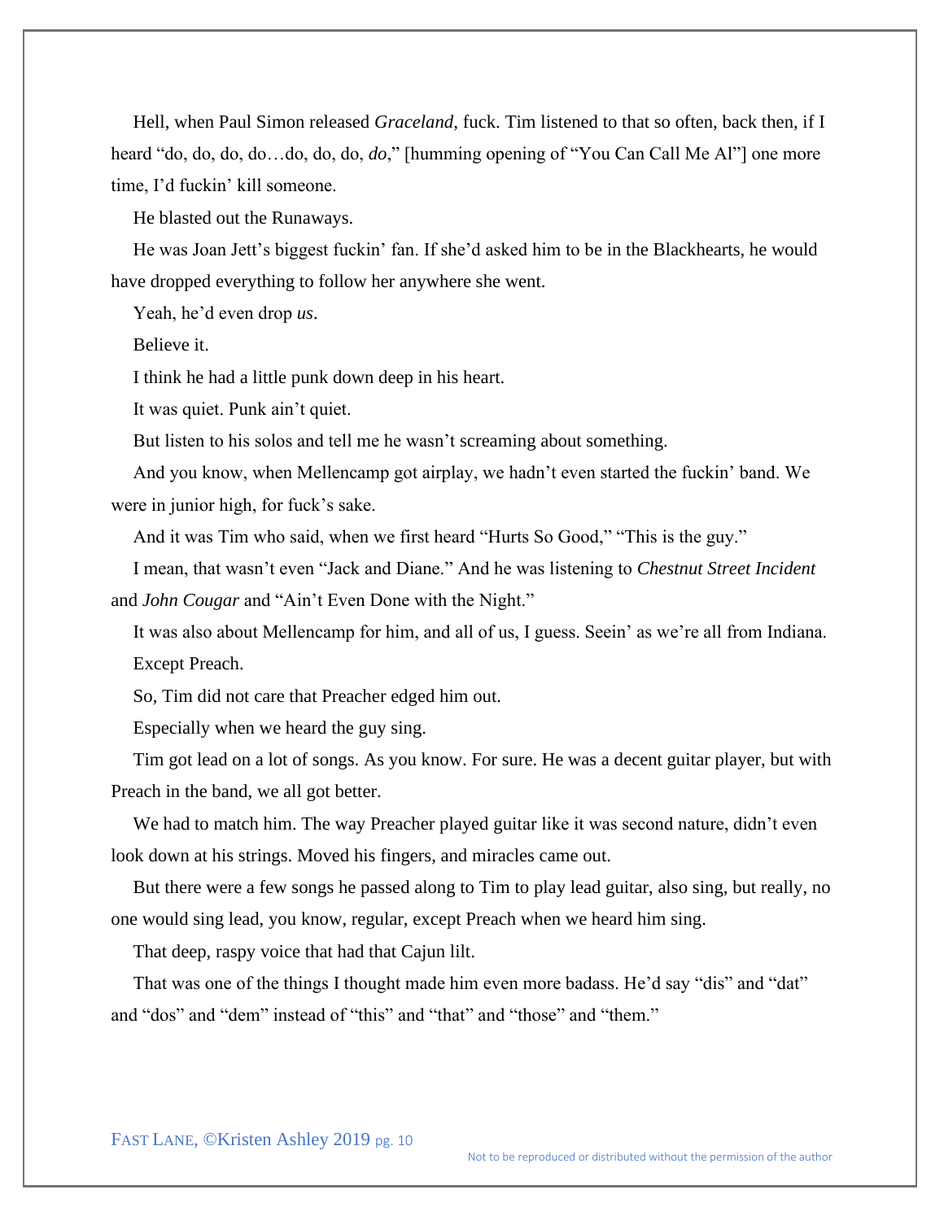Hell, when Paul Simon released *Graceland*, fuck. Tim listened to that so often, back then, if I heard "do, do, do, do…do, do, do, *do*," [humming opening of "You Can Call Me Al"] one more time, I'd fuckin' kill someone.

He blasted out the Runaways.

He was Joan Jett's biggest fuckin' fan. If she'd asked him to be in the Blackhearts, he would have dropped everything to follow her anywhere she went.

Yeah, he'd even drop *us*.

Believe it.

I think he had a little punk down deep in his heart.

It was quiet. Punk ain't quiet.

But listen to his solos and tell me he wasn't screaming about something.

And you know, when Mellencamp got airplay, we hadn't even started the fuckin' band. We were in junior high, for fuck's sake.

And it was Tim who said, when we first heard "Hurts So Good," "This is the guy."

I mean, that wasn't even "Jack and Diane." And he was listening to *Chestnut Street Incident* and *John Cougar* and "Ain't Even Done with the Night."

It was also about Mellencamp for him, and all of us, I guess. Seein' as we're all from Indiana.

Except Preach.

So, Tim did not care that Preacher edged him out.

Especially when we heard the guy sing.

Tim got lead on a lot of songs. As you know. For sure. He was a decent guitar player, but with Preach in the band, we all got better.

We had to match him. The way Preacher played guitar like it was second nature, didn't even look down at his strings. Moved his fingers, and miracles came out.

But there were a few songs he passed along to Tim to play lead guitar, also sing, but really, no one would sing lead, you know, regular, except Preach when we heard him sing.

That deep, raspy voice that had that Cajun lilt.

That was one of the things I thought made him even more badass. He'd say "dis" and "dat" and "dos" and "dem" instead of "this" and "that" and "those" and "them."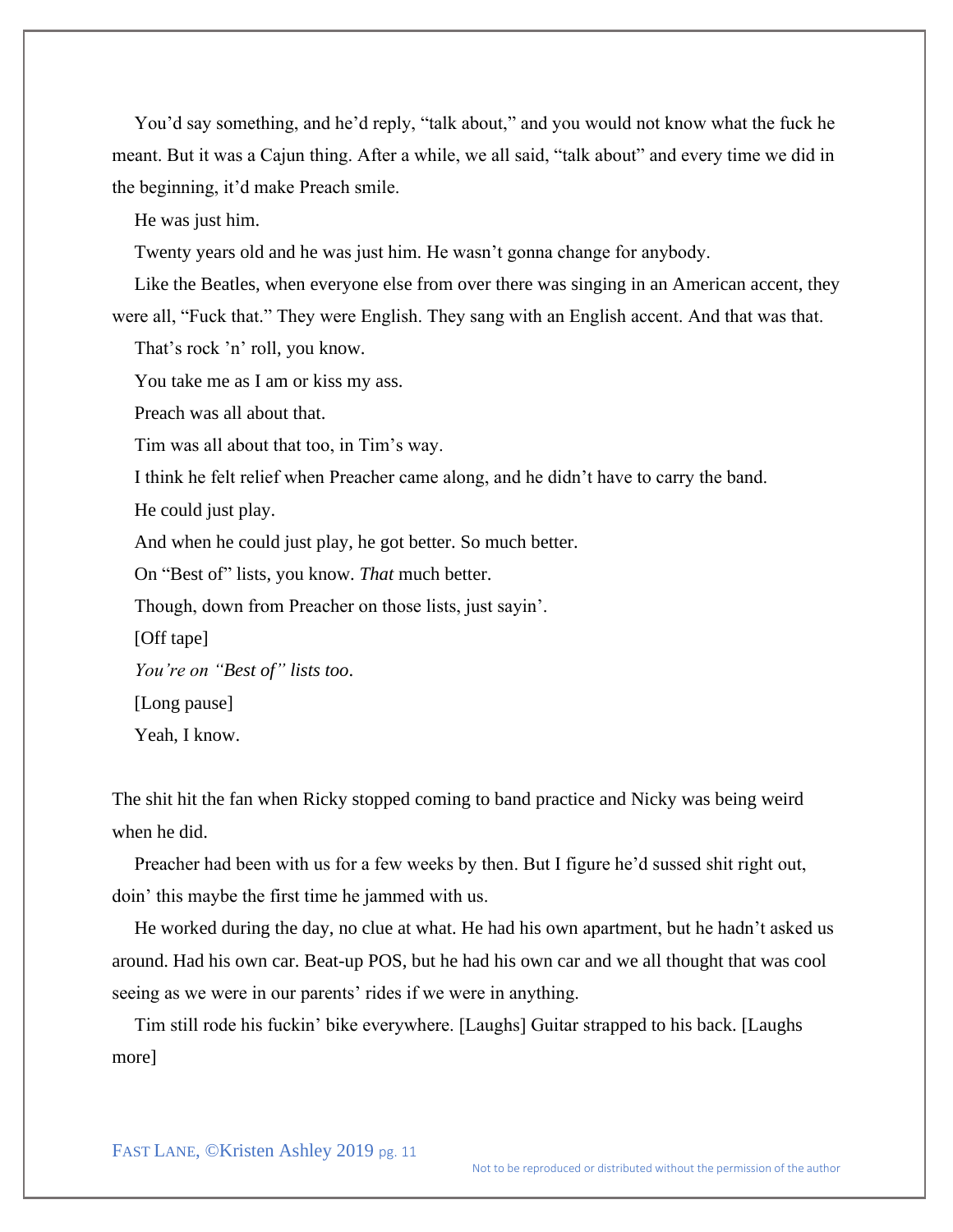You'd say something, and he'd reply, "talk about," and you would not know what the fuck he meant. But it was a Cajun thing. After a while, we all said, "talk about" and every time we did in the beginning, it'd make Preach smile.

He was just him.

Twenty years old and he was just him. He wasn't gonna change for anybody.

Like the Beatles, when everyone else from over there was singing in an American accent, they were all, "Fuck that." They were English. They sang with an English accent. And that was that.

That's rock 'n' roll, you know.

You take me as I am or kiss my ass.

Preach was all about that.

Tim was all about that too, in Tim's way.

I think he felt relief when Preacher came along, and he didn't have to carry the band.

He could just play.

And when he could just play, he got better. So much better.

On "Best of" lists, you know. *That* much better.

Though, down from Preacher on those lists, just sayin'.

[Off tape]

*You're on "Best of" lists too*.

[Long pause]

Yeah, I know.

The shit hit the fan when Ricky stopped coming to band practice and Nicky was being weird when he did.

Preacher had been with us for a few weeks by then. But I figure he'd sussed shit right out, doin' this maybe the first time he jammed with us.

He worked during the day, no clue at what. He had his own apartment, but he hadn't asked us around. Had his own car. Beat-up POS, but he had his own car and we all thought that was cool seeing as we were in our parents' rides if we were in anything.

Tim still rode his fuckin' bike everywhere. [Laughs] Guitar strapped to his back. [Laughs more]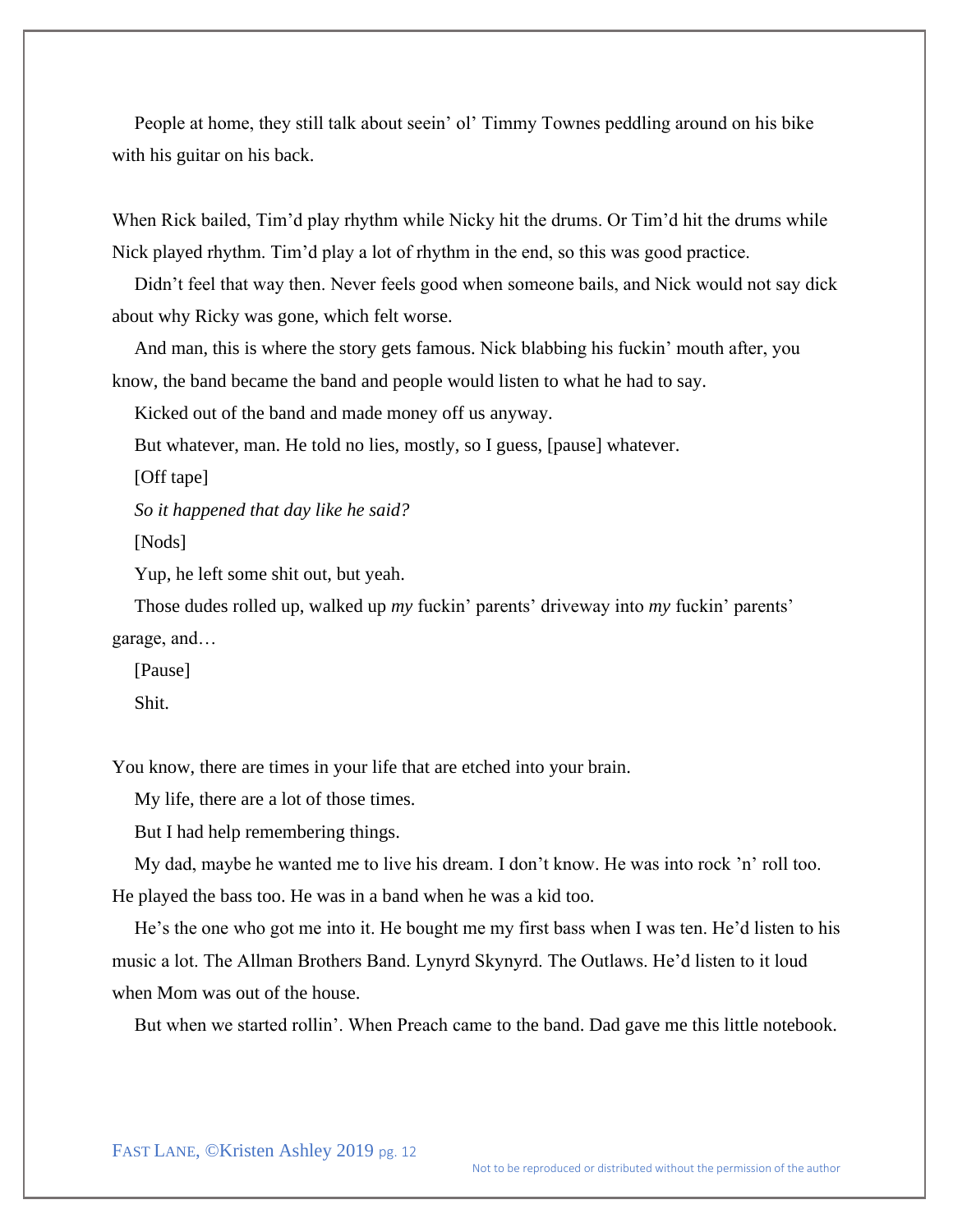People at home, they still talk about seein' ol' Timmy Townes peddling around on his bike with his guitar on his back.

When Rick bailed, Tim'd play rhythm while Nicky hit the drums. Or Tim'd hit the drums while Nick played rhythm. Tim'd play a lot of rhythm in the end, so this was good practice.

Didn't feel that way then. Never feels good when someone bails, and Nick would not say dick about why Ricky was gone, which felt worse.

And man, this is where the story gets famous. Nick blabbing his fuckin' mouth after, you know, the band became the band and people would listen to what he had to say.

Kicked out of the band and made money off us anyway.

But whatever, man. He told no lies, mostly, so I guess, [pause] whatever.

[Off tape]

*So it happened that day like he said?*

[Nods]

Yup, he left some shit out, but yeah.

Those dudes rolled up, walked up *my* fuckin' parents' driveway into *my* fuckin' parents' garage, and…

[Pause]

Shit.

You know, there are times in your life that are etched into your brain.

My life, there are a lot of those times.

But I had help remembering things.

My dad, maybe he wanted me to live his dream. I don't know. He was into rock 'n' roll too. He played the bass too. He was in a band when he was a kid too.

He's the one who got me into it. He bought me my first bass when I was ten. He'd listen to his music a lot. The Allman Brothers Band. Lynyrd Skynyrd. The Outlaws. He'd listen to it loud when Mom was out of the house.

But when we started rollin'. When Preach came to the band. Dad gave me this little notebook.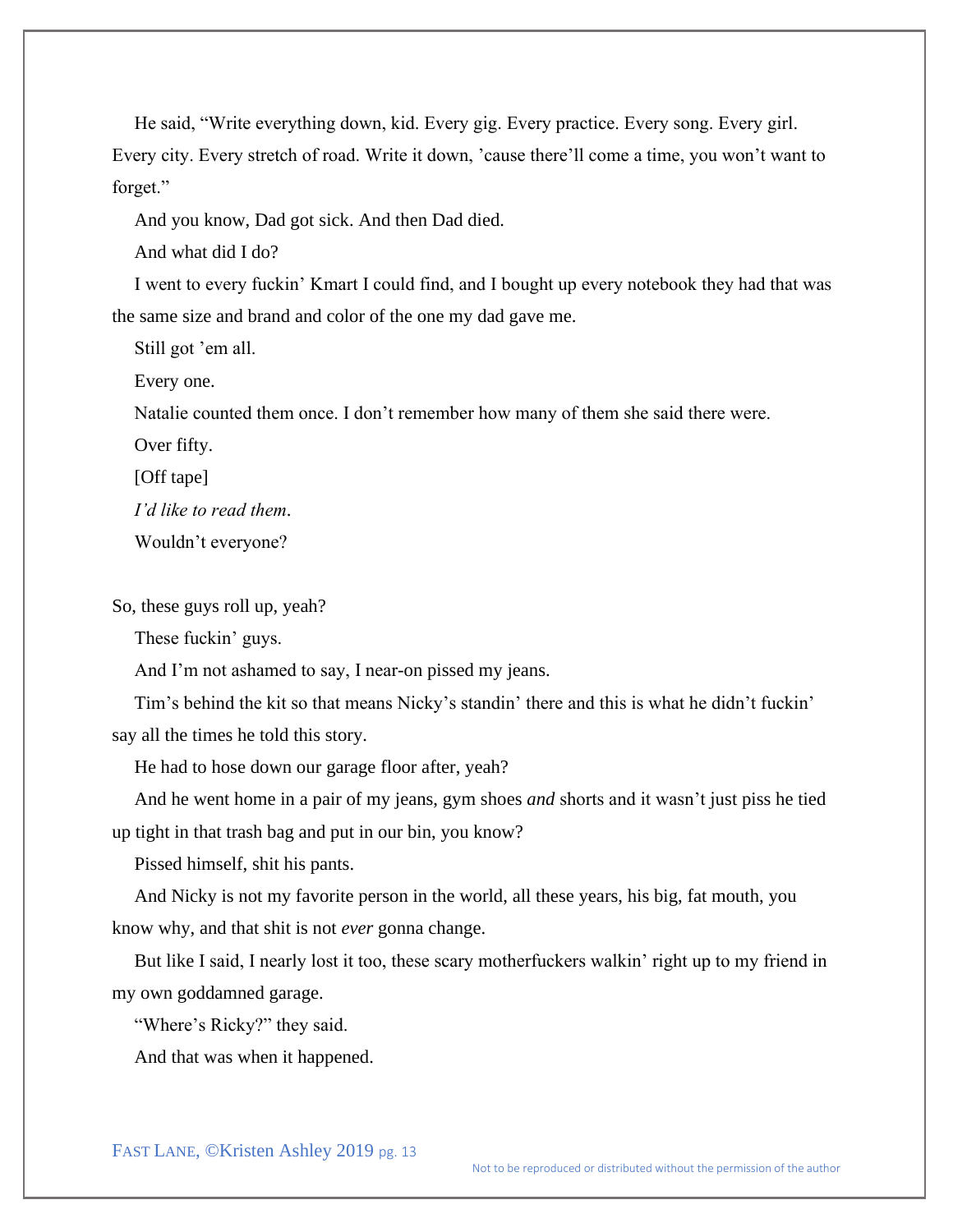He said, "Write everything down, kid. Every gig. Every practice. Every song. Every girl. Every city. Every stretch of road. Write it down, 'cause there'll come a time, you won't want to forget."

And you know, Dad got sick. And then Dad died.

And what did I do?

I went to every fuckin' Kmart I could find, and I bought up every notebook they had that was the same size and brand and color of the one my dad gave me.

Still got 'em all.

Every one.

Natalie counted them once. I don't remember how many of them she said there were.

Over fifty.

[Off tape]

*I'd like to read them.*

Wouldn't everyone?

So, these guys roll up, yeah?

These fuckin' guys.

And I'm not ashamed to say, I near-on pissed my jeans.

Tim's behind the kit so that means Nicky's standin' there and this is what he didn't fuckin' say all the times he told this story.

He had to hose down our garage floor after, yeah?

And he went home in a pair of my jeans, gym shoes *and* shorts and it wasn't just piss he tied up tight in that trash bag and put in our bin, you know?

Pissed himself, shit his pants.

And Nicky is not my favorite person in the world, all these years, his big, fat mouth, you know why, and that shit is not *ever* gonna change.

But like I said, I nearly lost it too, these scary motherfuckers walkin' right up to my friend in my own goddamned garage.

"Where's Ricky?" they said.

And that was when it happened.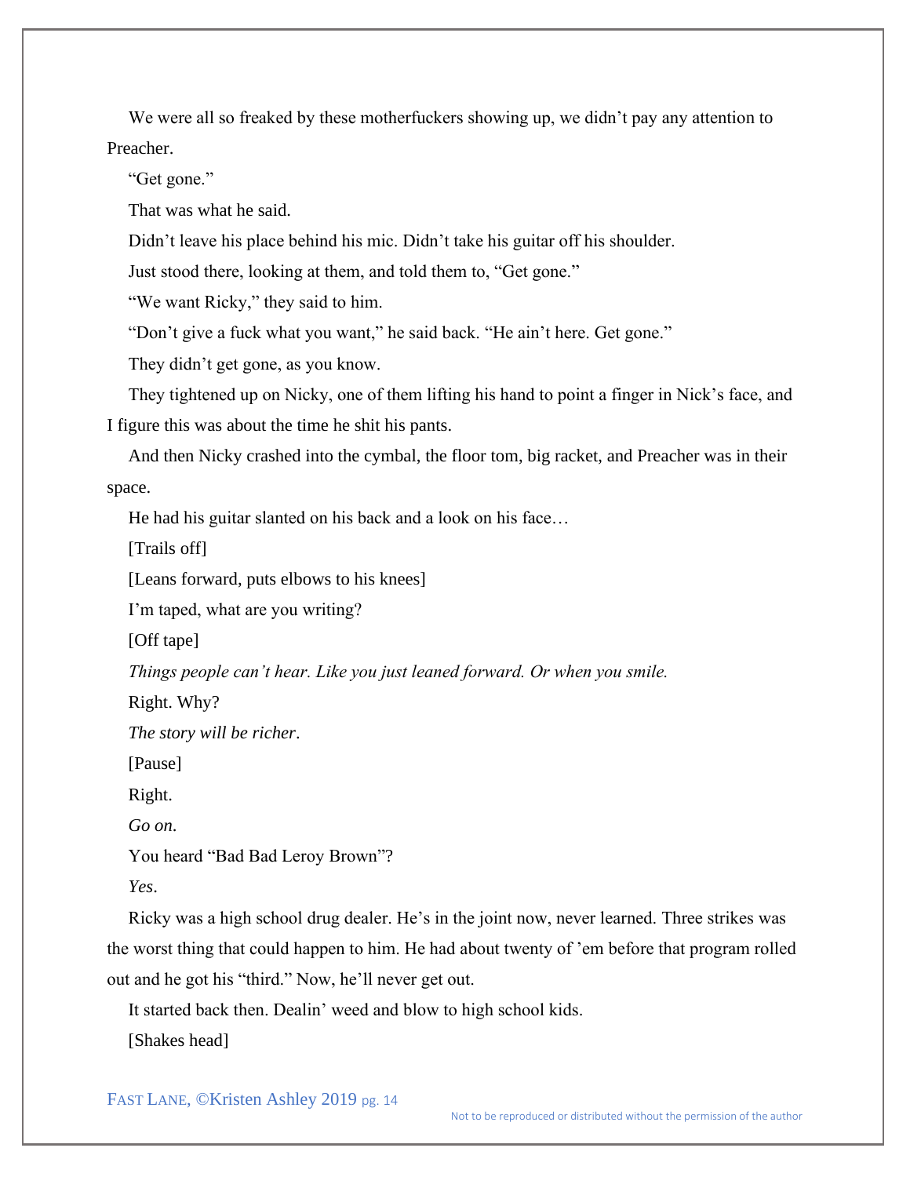We were all so freaked by these motherfuckers showing up, we didn't pay any attention to Preacher.

"Get gone."

That was what he said.

Didn't leave his place behind his mic. Didn't take his guitar off his shoulder.

Just stood there, looking at them, and told them to, "Get gone."

"We want Ricky," they said to him.

"Don't give a fuck what you want," he said back. "He ain't here. Get gone."

They didn't get gone, as you know.

They tightened up on Nicky, one of them lifting his hand to point a finger in Nick's face, and I figure this was about the time he shit his pants.

And then Nicky crashed into the cymbal, the floor tom, big racket, and Preacher was in their space.

He had his guitar slanted on his back and a look on his face…

[Trails off]

[Leans forward, puts elbows to his knees]

I'm taped, what are you writing?

[Off tape]

*Things people can't hear. Like you just leaned forward. Or when you smile.*

Right. Why?

*The story will be richer.*

[Pause]

Right.

*Go on.*

You heard "Bad Bad Leroy Brown"?

*Yes.*

Ricky was a high school drug dealer. He's in the joint now, never learned. Three strikes was the worst thing that could happen to him. He had about twenty of 'em before that program rolled out and he got his "third." Now, he'll never get out.

It started back then. Dealin' weed and blow to high school kids.

[Shakes head]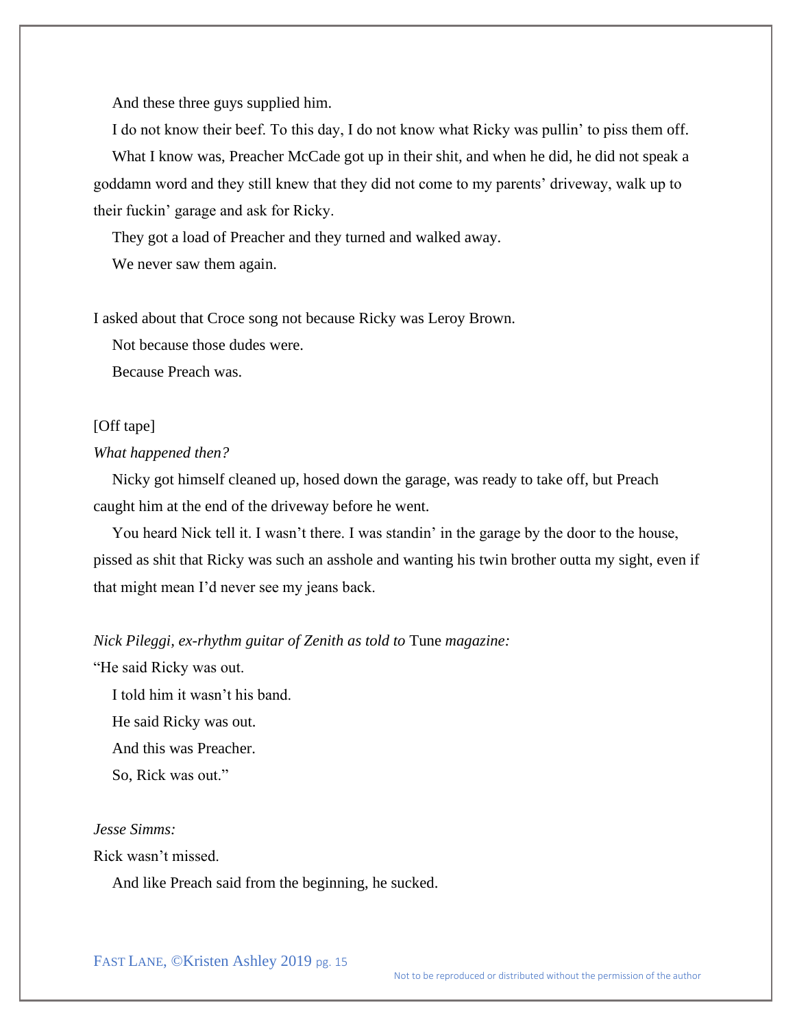And these three guys supplied him.

I do not know their beef. To this day, I do not know what Ricky was pullin' to piss them off.

What I know was, Preacher McCade got up in their shit, and when he did, he did not speak a goddamn word and they still knew that they did not come to my parents' driveway, walk up to their fuckin' garage and ask for Ricky.

They got a load of Preacher and they turned and walked away.

We never saw them again.

I asked about that Croce song not because Ricky was Leroy Brown.

Not because those dudes were.

Because Preach was.

[Off tape]

*What happened then?*

Nicky got himself cleaned up, hosed down the garage, was ready to take off, but Preach caught him at the end of the driveway before he went.

You heard Nick tell it. I wasn't there. I was standin' in the garage by the door to the house, pissed as shit that Ricky was such an asshole and wanting his twin brother outta my sight, even if that might mean I'd never see my jeans back.

*Nick Pileggi, ex-rhythm guitar of Zenith as told to* Tune *magazine:*

"He said Ricky was out.

I told him it wasn't his band.

He said Ricky was out.

And this was Preacher.

So, Rick was out."

*Jesse Simms:*

Rick wasn't missed.

And like Preach said from the beginning, he sucked.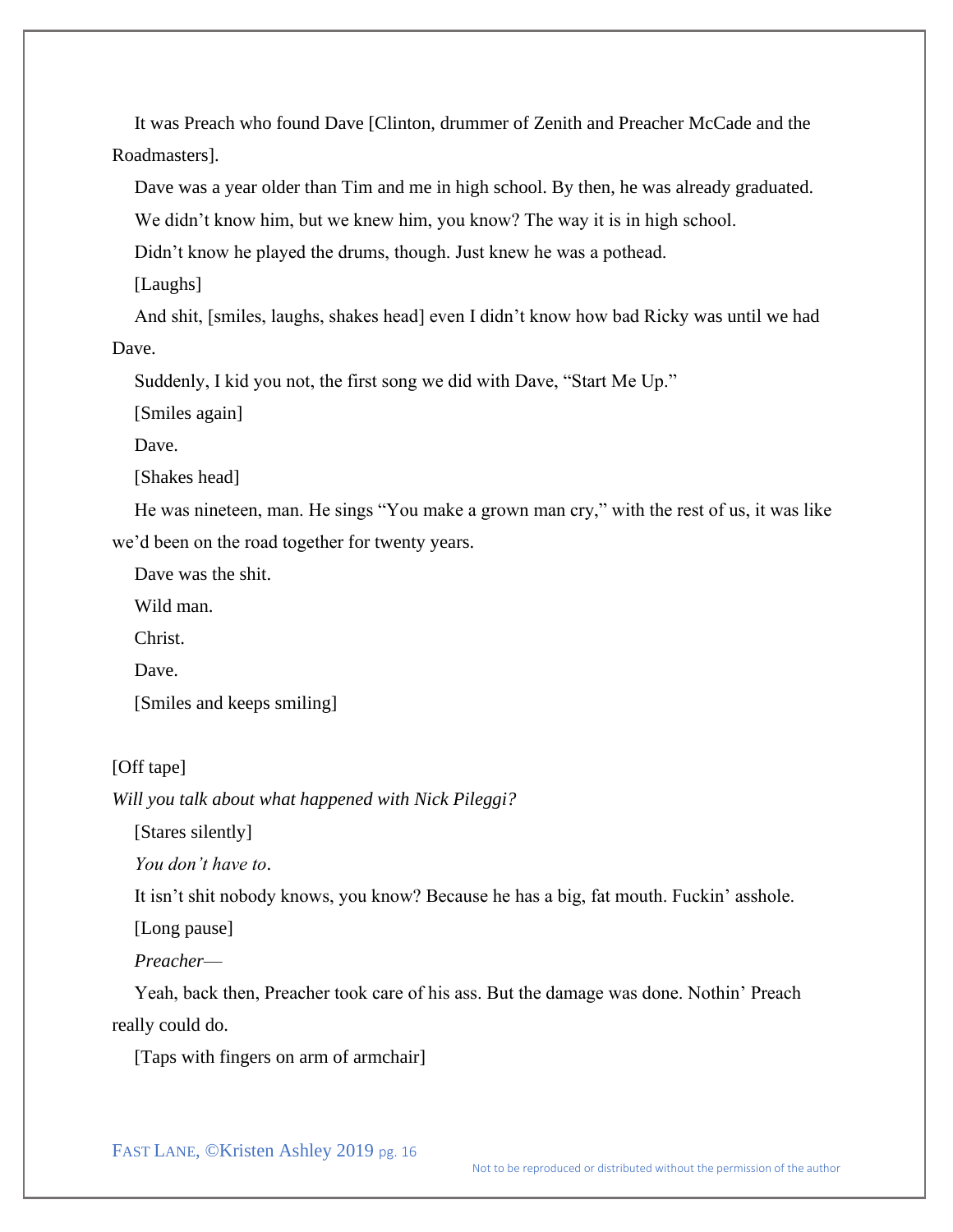It was Preach who found Dave [Clinton, drummer of Zenith and Preacher McCade and the Roadmasters].

Dave was a year older than Tim and me in high school. By then, he was already graduated.

We didn't know him, but we knew him, you know? The way it is in high school.

Didn't know he played the drums, though. Just knew he was a pothead.

[Laughs]

And shit, [smiles, laughs, shakes head] even I didn't know how bad Ricky was until we had Dave.

Suddenly, I kid you not, the first song we did with Dave, "Start Me Up."

[Smiles again]

Dave.

[Shakes head]

He was nineteen, man. He sings "You make a grown man cry," with the rest of us, it was like we'd been on the road together for twenty years.

Dave was the shit.

Wild man.

Christ.

Dave.

[Smiles and keeps smiling]

[Off tape]

*Will you talk about what happened with Nick Pileggi?*

[Stares silently]

*You don't have to*.

It isn't shit nobody knows, you know? Because he has a big, fat mouth. Fuckin' asshole.

[Long pause]

*Preacher—*

Yeah, back then, Preacher took care of his ass. But the damage was done. Nothin' Preach really could do.

[Taps with fingers on arm of armchair]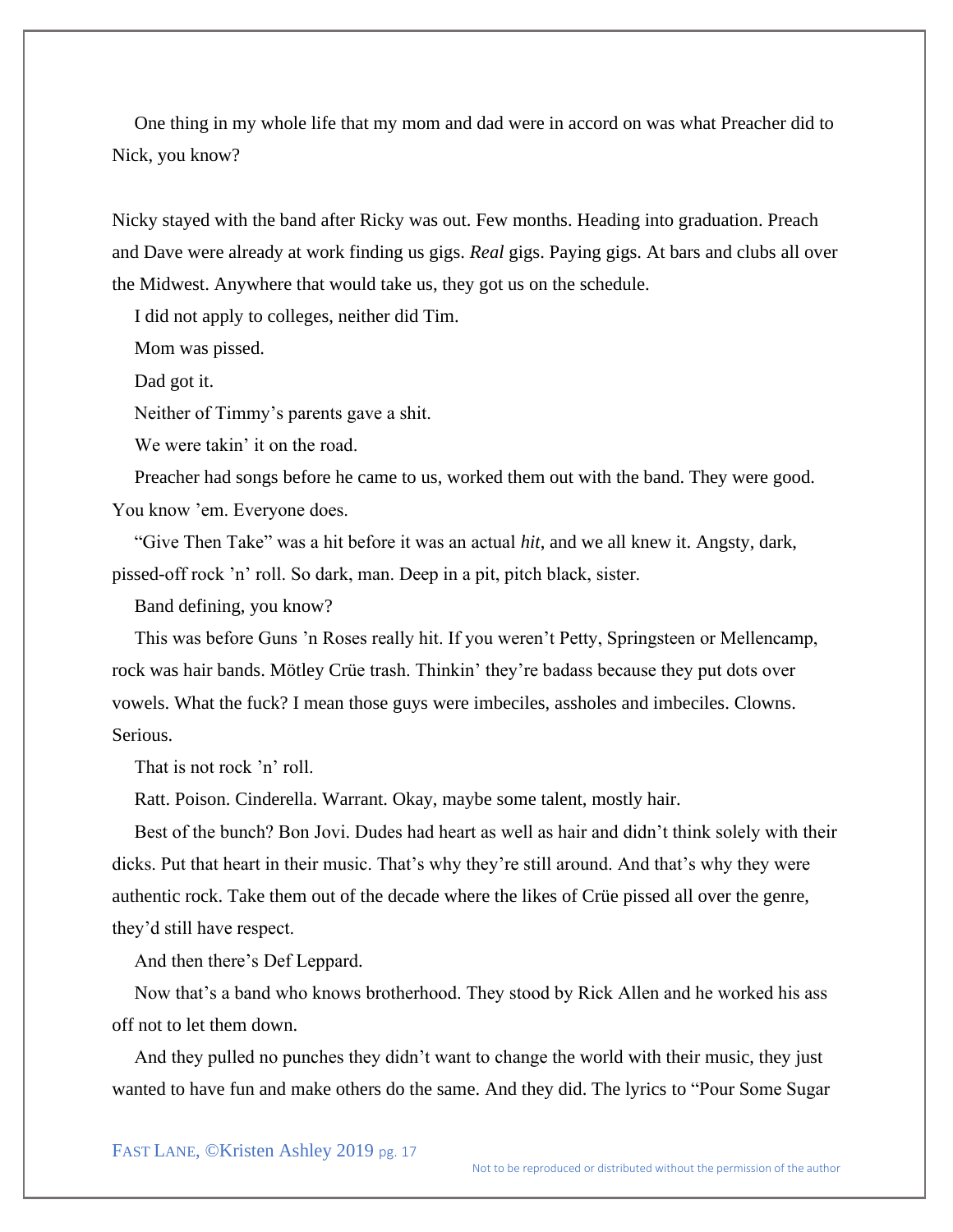One thing in my whole life that my mom and dad were in accord on was what Preacher did to Nick, you know?

Nicky stayed with the band after Ricky was out. Few months. Heading into graduation. Preach and Dave were already at work finding us gigs. *Real* gigs. Paying gigs. At bars and clubs all over the Midwest. Anywhere that would take us, they got us on the schedule.

I did not apply to colleges, neither did Tim.

Mom was pissed.

Dad got it.

Neither of Timmy's parents gave a shit.

We were takin' it on the road.

Preacher had songs before he came to us, worked them out with the band. They were good. You know 'em. Everyone does.

"Give Then Take" was a hit before it was an actual *hit*, and we all knew it. Angsty, dark, pissed-off rock 'n' roll. So dark, man. Deep in a pit, pitch black, sister.

Band defining, you know?

This was before Guns 'n Roses really hit. If you weren't Petty, Springsteen or Mellencamp, rock was hair bands. Mötley Crüe trash. Thinkin' they're badass because they put dots over vowels. What the fuck? I mean those guys were imbeciles, assholes and imbeciles. Clowns. Serious.

That is not rock 'n' roll.

Ratt. Poison. Cinderella. Warrant. Okay, maybe some talent, mostly hair.

Best of the bunch? Bon Jovi. Dudes had heart as well as hair and didn't think solely with their dicks. Put that heart in their music. That's why they're still around. And that's why they were authentic rock. Take them out of the decade where the likes of Crüe pissed all over the genre, they'd still have respect.

And then there's Def Leppard.

Now that's a band who knows brotherhood. They stood by Rick Allen and he worked his ass off not to let them down.

And they pulled no punches they didn't want to change the world with their music, they just wanted to have fun and make others do the same. And they did. The lyrics to "Pour Some Sugar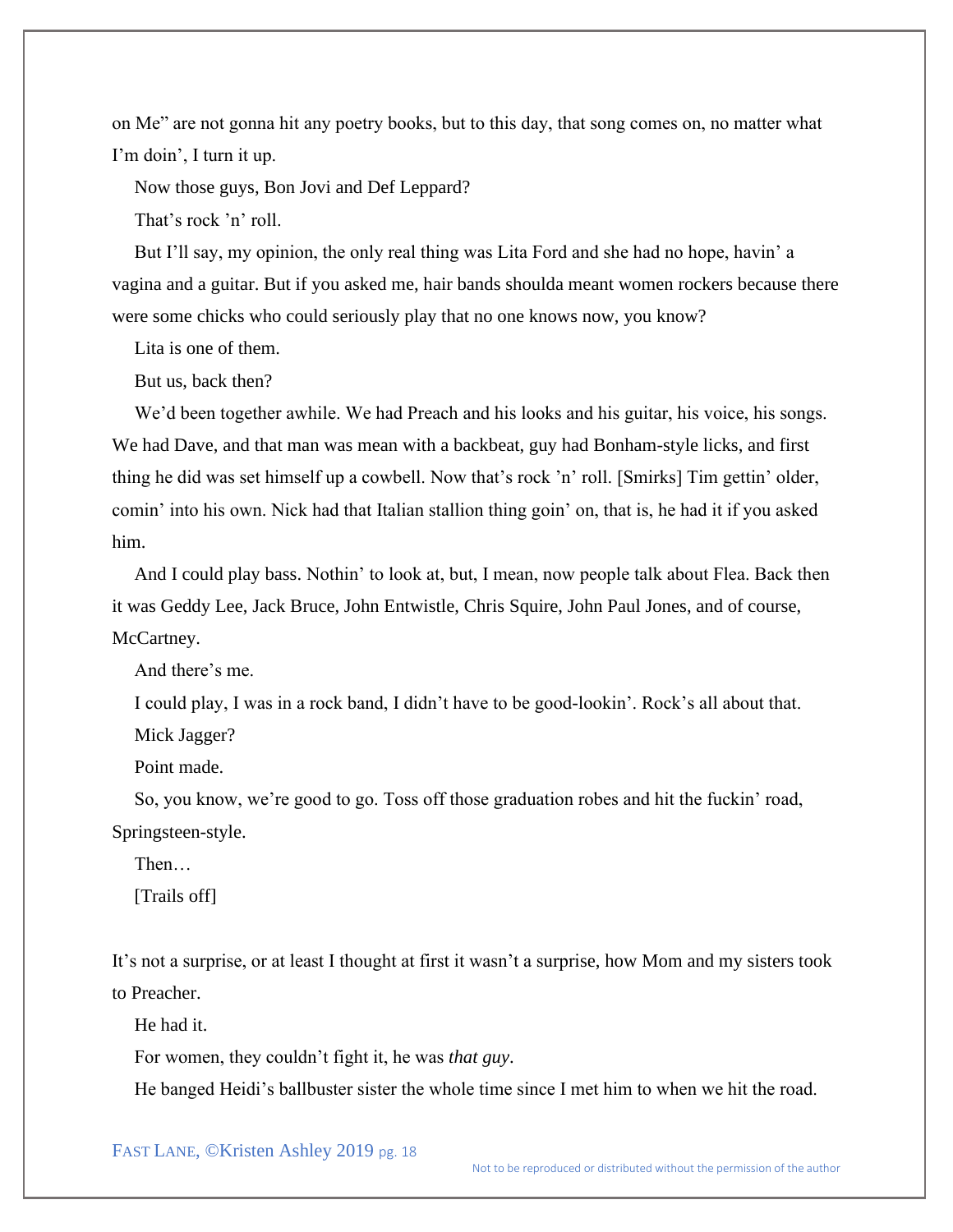on Me" are not gonna hit any poetry books, but to this day, that song comes on, no matter what I'm doin', I turn it up.

Now those guys, Bon Jovi and Def Leppard?

That's rock 'n' roll.

But I'll say, my opinion, the only real thing was Lita Ford and she had no hope, havin' a vagina and a guitar. But if you asked me, hair bands shoulda meant women rockers because there were some chicks who could seriously play that no one knows now, you know?

Lita is one of them.

But us, back then?

We'd been together awhile. We had Preach and his looks and his guitar, his voice, his songs. We had Dave, and that man was mean with a backbeat, guy had Bonham-style licks, and first thing he did was set himself up a cowbell. Now that's rock 'n' roll. [Smirks] Tim gettin' older, comin' into his own. Nick had that Italian stallion thing goin' on, that is, he had it if you asked him.

And I could play bass. Nothin' to look at, but, I mean, now people talk about Flea. Back then it was Geddy Lee, Jack Bruce, John Entwistle, Chris Squire, John Paul Jones, and of course, McCartney.

And there's me.

I could play, I was in a rock band, I didn't have to be good-lookin'. Rock's all about that.

Mick Jagger?

Point made.

So, you know, we're good to go. Toss off those graduation robes and hit the fuckin' road, Springsteen-style.

Then…

[Trails off]

It's not a surprise, or at least I thought at first it wasn't a surprise, how Mom and my sisters took to Preacher.

He had it.

For women, they couldn't fight it, he was *that guy*.

He banged Heidi's ballbuster sister the whole time since I met him to when we hit the road.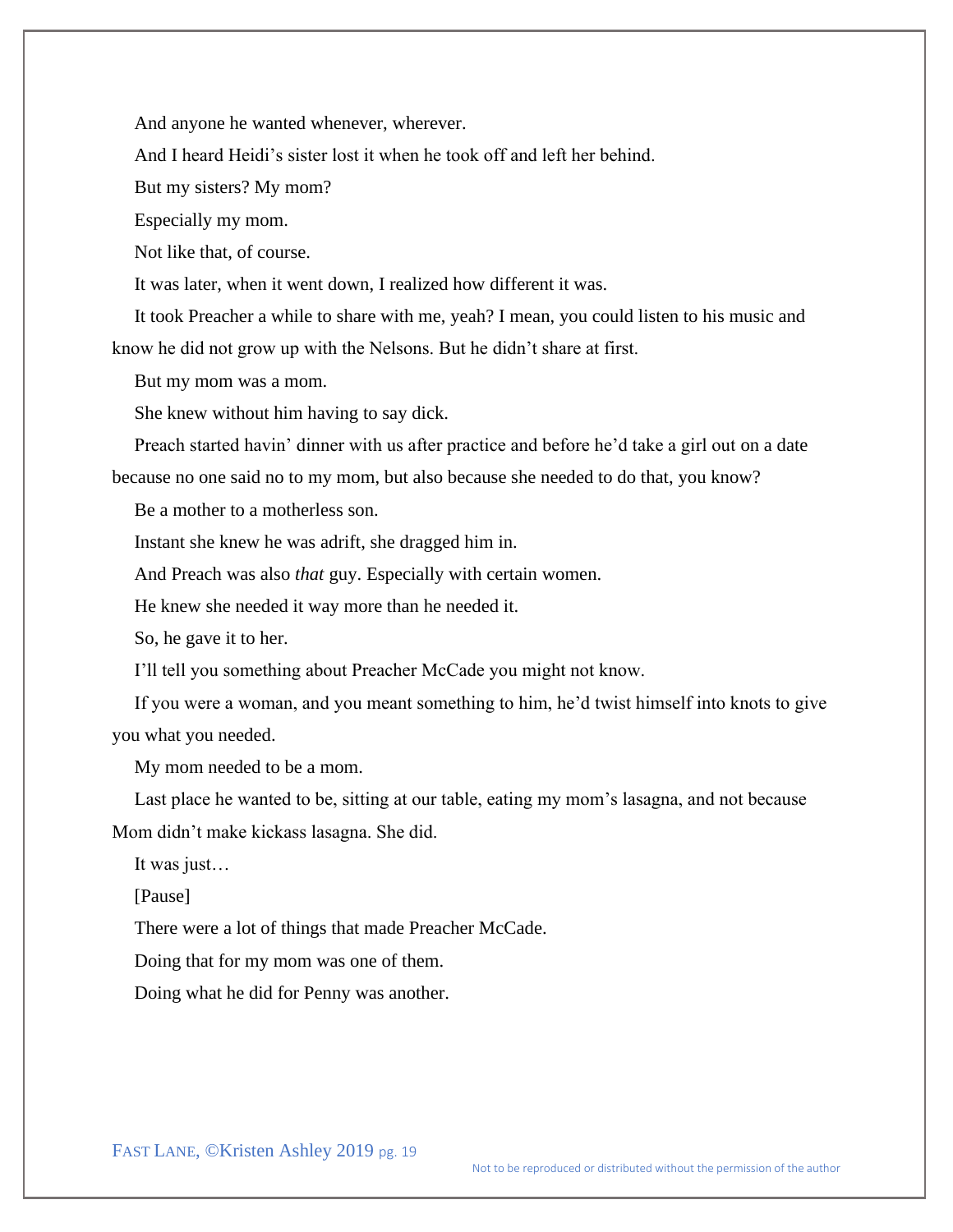And anyone he wanted whenever, wherever.

And I heard Heidi's sister lost it when he took off and left her behind.

But my sisters? My mom?

Especially my mom.

Not like that, of course.

It was later, when it went down, I realized how different it was.

It took Preacher a while to share with me, yeah? I mean, you could listen to his music and know he did not grow up with the Nelsons. But he didn't share at first.

But my mom was a mom.

She knew without him having to say dick.

Preach started havin' dinner with us after practice and before he'd take a girl out on a date because no one said no to my mom, but also because she needed to do that, you know?

Be a mother to a motherless son.

Instant she knew he was adrift, she dragged him in.

And Preach was also *that* guy. Especially with certain women.

He knew she needed it way more than he needed it.

So, he gave it to her.

I'll tell you something about Preacher McCade you might not know.

If you were a woman, and you meant something to him, he'd twist himself into knots to give you what you needed.

My mom needed to be a mom.

Last place he wanted to be, sitting at our table, eating my mom's lasagna, and not because Mom didn't make kickass lasagna. She did.

It was just…

[Pause]

There were a lot of things that made Preacher McCade.

Doing that for my mom was one of them.

Doing what he did for Penny was another.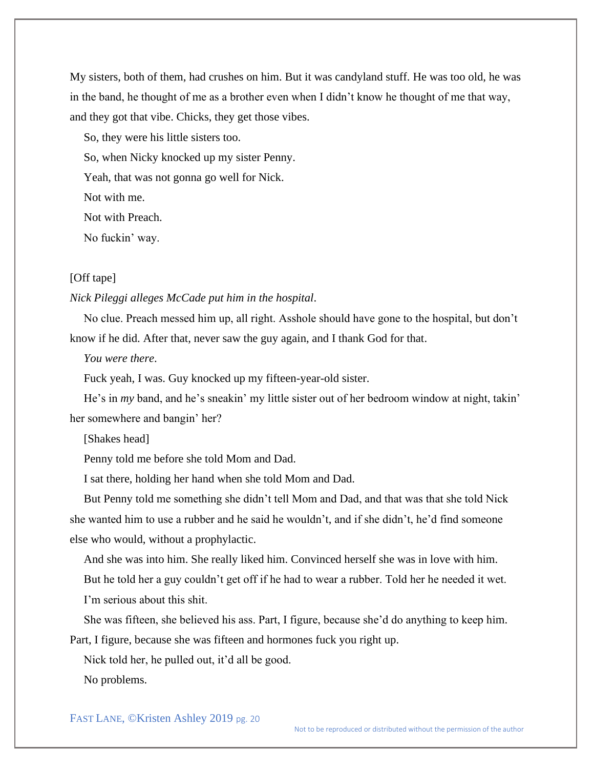My sisters, both of them, had crushes on him. But it was candyland stuff. He was too old, he was in the band, he thought of me as a brother even when I didn't know he thought of me that way, and they got that vibe. Chicks, they get those vibes.

So, they were his little sisters too.

So, when Nicky knocked up my sister Penny.

Yeah, that was not gonna go well for Nick.

Not with me.

Not with Preach.

No fuckin' way.

[Off tape]

*Nick Pileggi alleges McCade put him in the hospital.*

No clue. Preach messed him up, all right. Asshole should have gone to the hospital, but don't know if he did. After that, never saw the guy again, and I thank God for that.

*You were there.*

Fuck yeah, I was. Guy knocked up my fifteen-year-old sister.

He's in *my* band, and he's sneakin' my little sister out of her bedroom window at night, takin' her somewhere and bangin' her?

[Shakes head]

Penny told me before she told Mom and Dad.

I sat there, holding her hand when she told Mom and Dad.

But Penny told me something she didn't tell Mom and Dad, and that was that she told Nick she wanted him to use a rubber and he said he wouldn't, and if she didn't, he'd find someone else who would, without a prophylactic.

And she was into him. She really liked him. Convinced herself she was in love with him.

But he told her a guy couldn't get off if he had to wear a rubber. Told her he needed it wet.

I'm serious about this shit.

She was fifteen, she believed his ass. Part, I figure, because she'd do anything to keep him. Part, I figure, because she was fifteen and hormones fuck you right up.

Nick told her, he pulled out, it'd all be good.

No problems.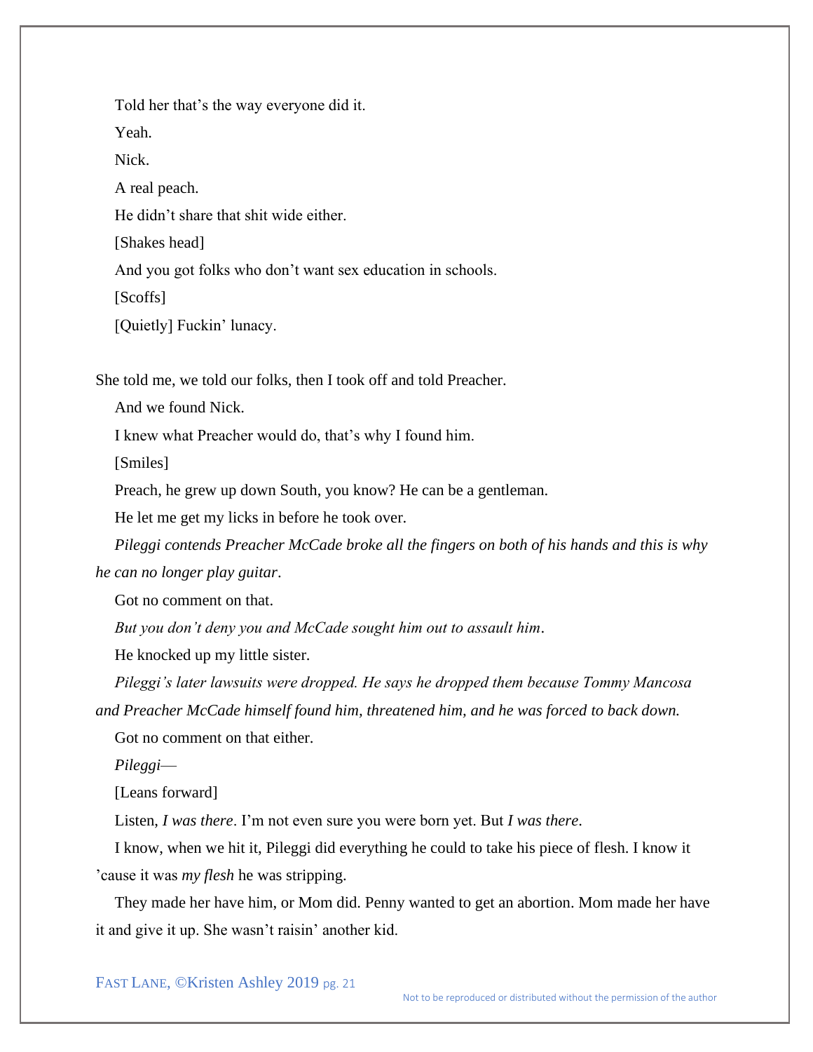Told her that's the way everyone did it.

Yeah.

Nick.

A real peach.

He didn't share that shit wide either.

[Shakes head]

And you got folks who don't want sex education in schools.

[Scoffs]

[Quietly] Fuckin' lunacy.

She told me, we told our folks, then I took off and told Preacher.

And we found Nick.

I knew what Preacher would do, that's why I found him.

[Smiles]

Preach, he grew up down South, you know? He can be a gentleman.

He let me get my licks in before he took over.

*Pileggi contends Preacher McCade broke all the fingers on both of his hands and this is why he can no longer play guitar.*

Got no comment on that.

*But you don't deny you and McCade sought him out to assault him.*

He knocked up my little sister.

*Pileggi's later lawsuits were dropped. He says he dropped them because Tommy Mancosa and Preacher McCade himself found him, threatened him, and he was forced to back down.*

Got no comment on that either.

*Pileggi*—

[Leans forward]

Listen, *I was there*. I'm not even sure you were born yet. But *I was there*.

I know, when we hit it, Pileggi did everything he could to take his piece of flesh. I know it 'cause it was *my flesh* he was stripping.

They made her have him, or Mom did. Penny wanted to get an abortion. Mom made her have it and give it up. She wasn't raisin' another kid.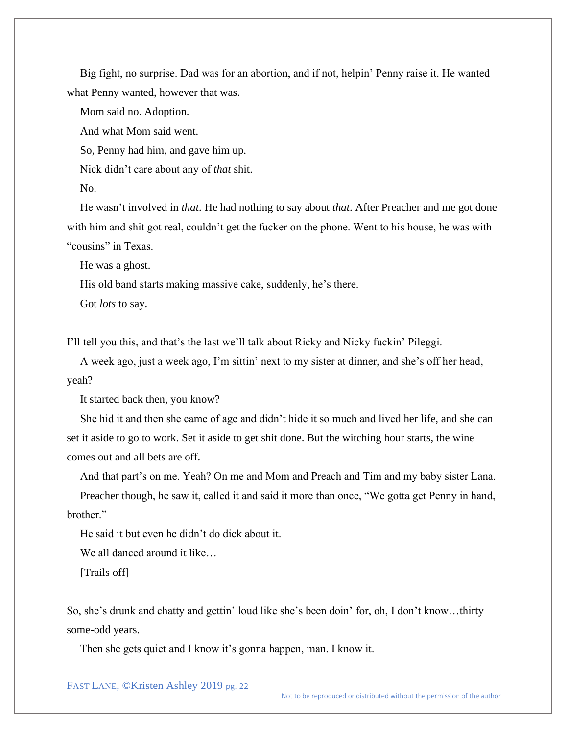Big fight, no surprise. Dad was for an abortion, and if not, helpin' Penny raise it. He wanted what Penny wanted, however that was.

Mom said no. Adoption.

And what Mom said went.

So, Penny had him, and gave him up.

Nick didn't care about any of *that* shit.

No.

He wasn't involved in *that*. He had nothing to say about *that*. After Preacher and me got done with him and shit got real, couldn't get the fucker on the phone. Went to his house, he was with "cousins" in Texas.

He was a ghost.

His old band starts making massive cake, suddenly, he's there.

Got *lots* to say.

I'll tell you this, and that's the last we'll talk about Ricky and Nicky fuckin' Pileggi.

A week ago, just a week ago, I'm sittin' next to my sister at dinner, and she's off her head, yeah?

It started back then, you know?

She hid it and then she came of age and didn't hide it so much and lived her life, and she can set it aside to go to work. Set it aside to get shit done. But the witching hour starts, the wine comes out and all bets are off.

And that part's on me. Yeah? On me and Mom and Preach and Tim and my baby sister Lana.

Preacher though, he saw it, called it and said it more than once, "We gotta get Penny in hand, brother."

He said it but even he didn't do dick about it.

We all danced around it like…

[Trails off]

So, she's drunk and chatty and gettin' loud like she's been doin' for, oh, I don't know…thirty some-odd years.

Then she gets quiet and I know it's gonna happen, man. I know it.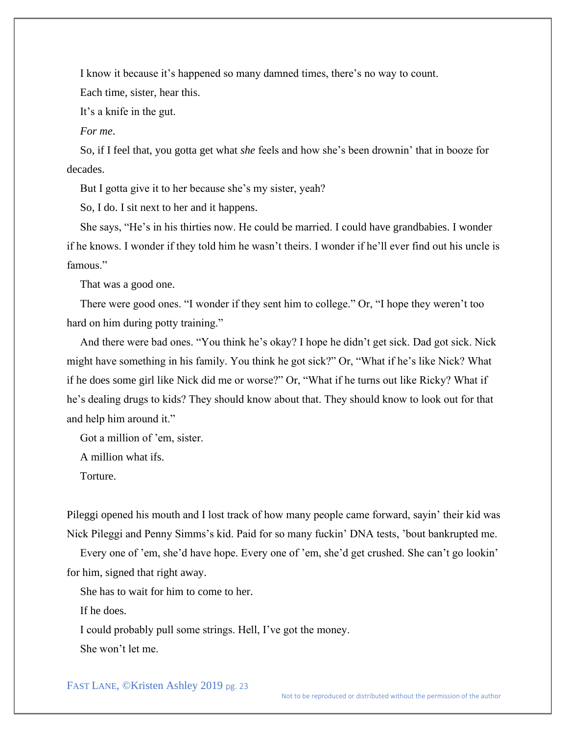I know it because it's happened so many damned times, there's no way to count.

Each time, sister, hear this.

It's a knife in the gut.

*For me*.

So, if I feel that, you gotta get what *she* feels and how she's been drownin' that in booze for decades.

But I gotta give it to her because she's my sister, yeah?

So, I do. I sit next to her and it happens.

She says, "He's in his thirties now. He could be married. I could have grandbabies. I wonder if he knows. I wonder if they told him he wasn't theirs. I wonder if he'll ever find out his uncle is famous."

That was a good one.

There were good ones. "I wonder if they sent him to college." Or, "I hope they weren't too hard on him during potty training."

And there were bad ones. "You think he's okay? I hope he didn't get sick. Dad got sick. Nick might have something in his family. You think he got sick?" Or, "What if he's like Nick? What if he does some girl like Nick did me or worse?" Or, "What if he turns out like Ricky? What if he's dealing drugs to kids? They should know about that. They should know to look out for that and help him around it."

Got a million of 'em, sister.

A million what ifs.

Torture.

Pileggi opened his mouth and I lost track of how many people came forward, sayin' their kid was Nick Pileggi and Penny Simms's kid. Paid for so many fuckin' DNA tests, 'bout bankrupted me.

Every one of 'em, she'd have hope. Every one of 'em, she'd get crushed. She can't go lookin' for him, signed that right away.

She has to wait for him to come to her.

If he does.

I could probably pull some strings. Hell, I've got the money.

She won't let me.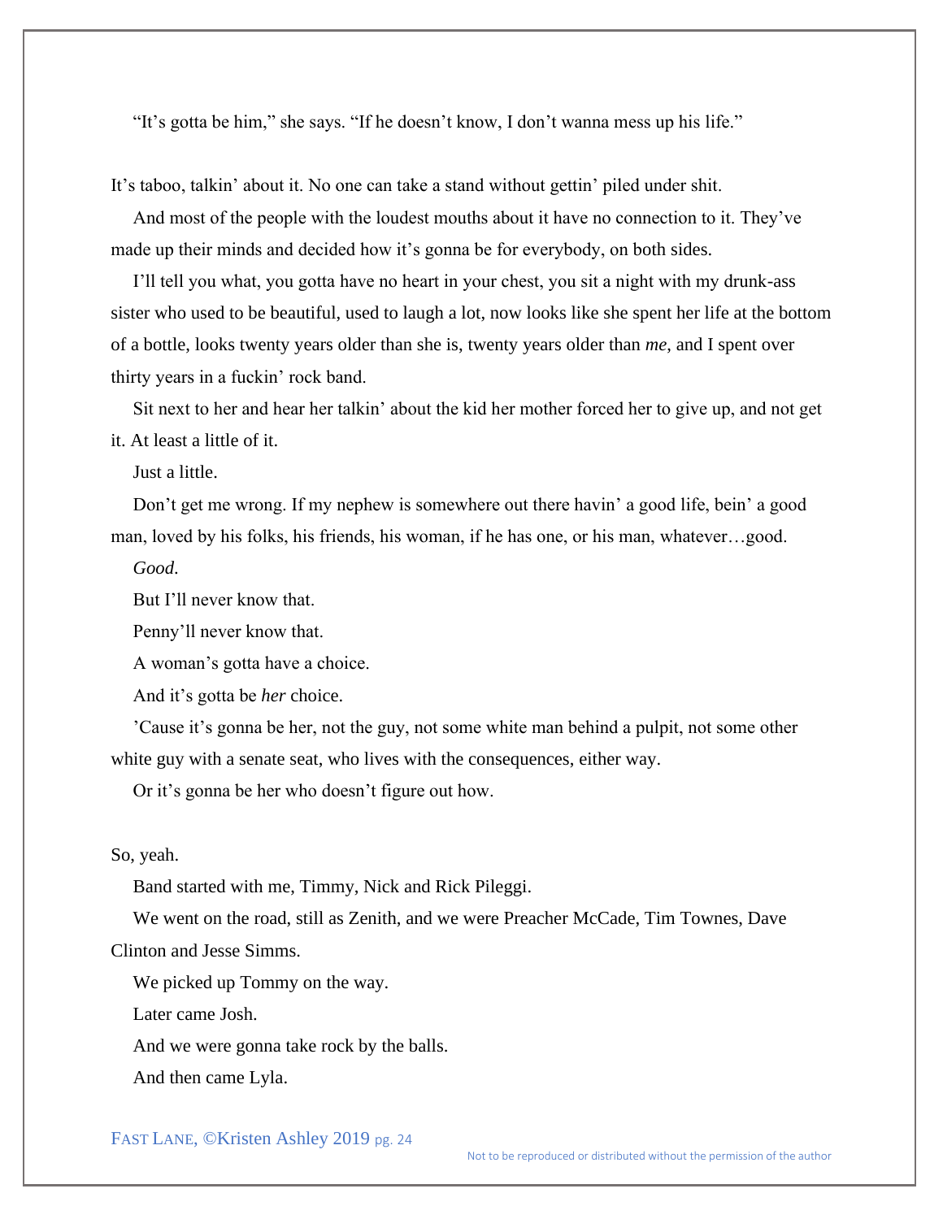"It's gotta be him," she says. "If he doesn't know, I don't wanna mess up his life."

It's taboo, talkin' about it. No one can take a stand without gettin' piled under shit.

And most of the people with the loudest mouths about it have no connection to it. They've made up their minds and decided how it's gonna be for everybody, on both sides.

I'll tell you what, you gotta have no heart in your chest, you sit a night with my drunk-ass sister who used to be beautiful, used to laugh a lot, now looks like she spent her life at the bottom of a bottle, looks twenty years older than she is, twenty years older than *me*, and I spent over thirty years in a fuckin' rock band.

Sit next to her and hear her talkin' about the kid her mother forced her to give up, and not get it. At least a little of it.

Just a little.

Don't get me wrong. If my nephew is somewhere out there havin' a good life, bein' a good man, loved by his folks, his friends, his woman, if he has one, or his man, whatever…good.

*Good*.

But I'll never know that.

Penny'll never know that.

A woman's gotta have a choice.

And it's gotta be *her* choice.

'Cause it's gonna be her, not the guy, not some white man behind a pulpit, not some other white guy with a senate seat, who lives with the consequences, either way.

Or it's gonna be her who doesn't figure out how.

So, yeah.

Band started with me, Timmy, Nick and Rick Pileggi.

We went on the road, still as Zenith, and we were Preacher McCade, Tim Townes, Dave Clinton and Jesse Simms.

We picked up Tommy on the way.

Later came Josh.

And we were gonna take rock by the balls.

And then came Lyla.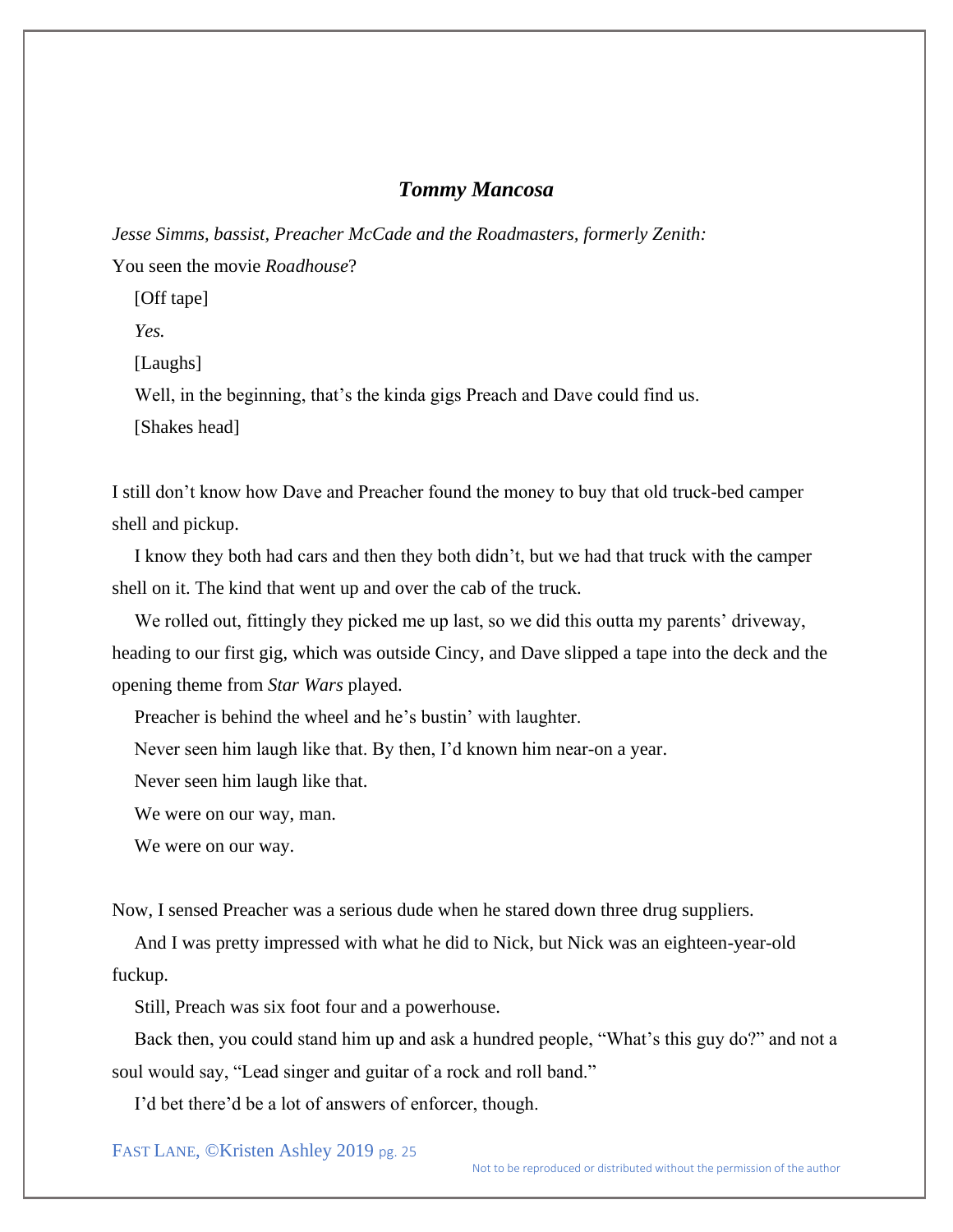### *Tommy Mancosa*

*Jesse Simms, bassist, Preacher McCade and the Roadmasters, formerly Zenith:*

You seen the movie *Roadhouse*?

[Off tape]

*Yes.*

[Laughs]

Well, in the beginning, that's the kinda gigs Preach and Dave could find us.

[Shakes head]

I still don't know how Dave and Preacher found the money to buy that old truck-bed camper shell and pickup.

I know they both had cars and then they both didn't, but we had that truck with the camper shell on it. The kind that went up and over the cab of the truck.

We rolled out, fittingly they picked me up last, so we did this outta my parents' driveway, heading to our first gig, which was outside Cincy, and Dave slipped a tape into the deck and the opening theme from *Star Wars* played.

Preacher is behind the wheel and he's bustin' with laughter.

Never seen him laugh like that. By then, I'd known him near-on a year.

Never seen him laugh like that.

We were on our way, man.

We were on our way.

Now, I sensed Preacher was a serious dude when he stared down three drug suppliers.

And I was pretty impressed with what he did to Nick, but Nick was an eighteen-year-old fuckup.

Still, Preach was six foot four and a powerhouse.

Back then, you could stand him up and ask a hundred people, "What's this guy do?" and not a soul would say, "Lead singer and guitar of a rock and roll band."

I'd bet there'd be a lot of answers of enforcer, though.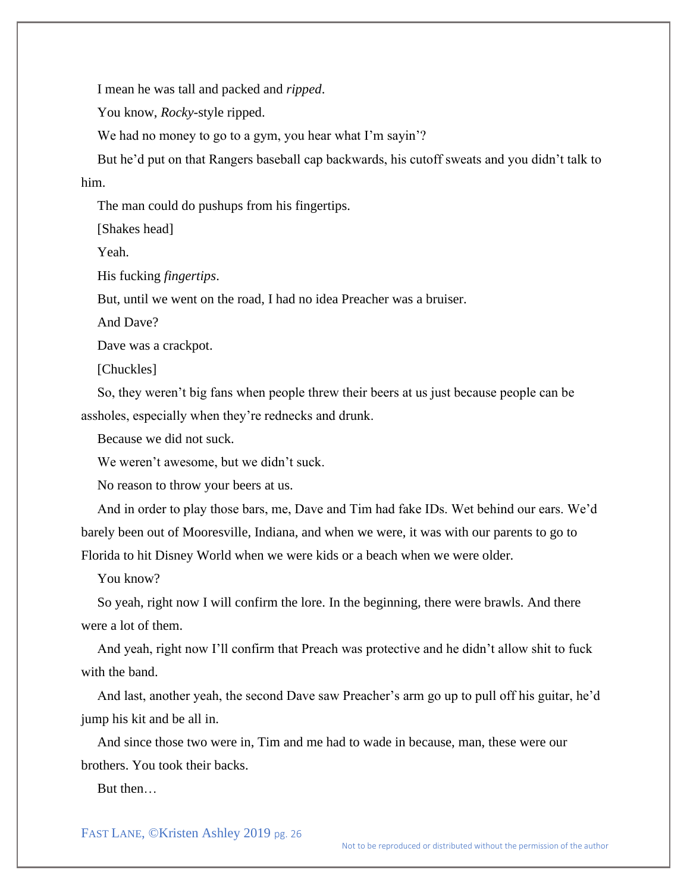I mean he was tall and packed and *ripped*.

You know, *Rocky*-style ripped.

We had no money to go to a gym, you hear what I'm sayin'?

But he'd put on that Rangers baseball cap backwards, his cutoff sweats and you didn't talk to him.

The man could do pushups from his fingertips.

[Shakes head]

Yeah.

His fucking *fingertips*.

But, until we went on the road, I had no idea Preacher was a bruiser.

And Dave?

Dave was a crackpot.

[Chuckles]

So, they weren't big fans when people threw their beers at us just because people can be assholes, especially when they're rednecks and drunk.

Because we did not suck.

We weren't awesome, but we didn't suck.

No reason to throw your beers at us.

And in order to play those bars, me, Dave and Tim had fake IDs. Wet behind our ears. We'd barely been out of Mooresville, Indiana, and when we were, it was with our parents to go to Florida to hit Disney World when we were kids or a beach when we were older.

You know?

So yeah, right now I will confirm the lore. In the beginning, there were brawls. And there were a lot of them.

And yeah, right now I'll confirm that Preach was protective and he didn't allow shit to fuck with the band.

And last, another yeah, the second Dave saw Preacher's arm go up to pull off his guitar, he'd jump his kit and be all in.

And since those two were in, Tim and me had to wade in because, man, these were our brothers. You took their backs.

But then…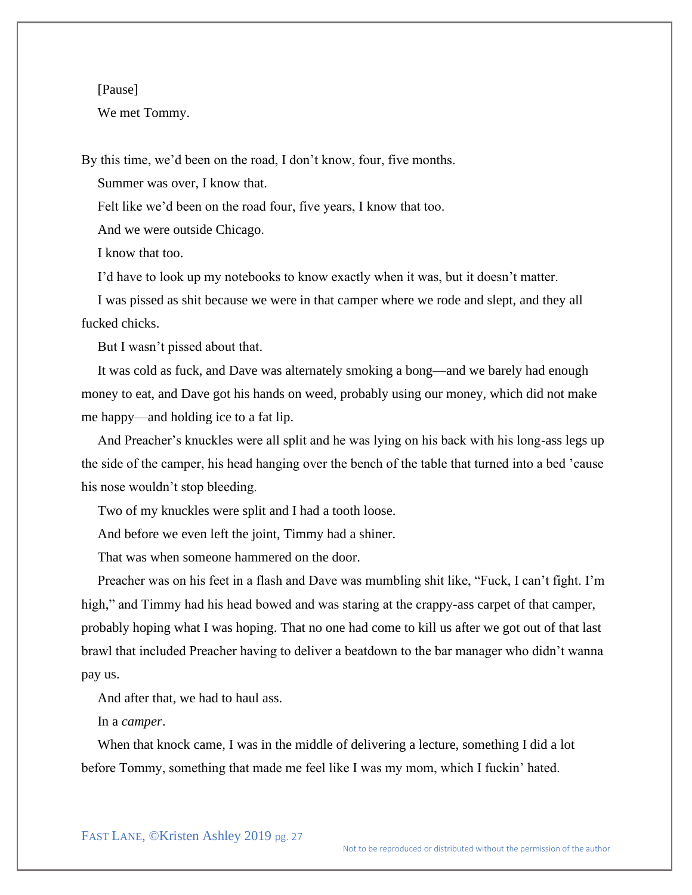[Pause]

We met Tommy.

By this time, we'd been on the road, I don't know, four, five months.

Summer was over, I know that.

Felt like we'd been on the road four, five years, I know that too.

And we were outside Chicago.

I know that too.

I'd have to look up my notebooks to know exactly when it was, but it doesn't matter.

I was pissed as shit because we were in that camper where we rode and slept, and they all fucked chicks.

But I wasn't pissed about that.

It was cold as fuck, and Dave was alternately smoking a bong—and we barely had enough money to eat, and Dave got his hands on weed, probably using our money, which did not make me happy—and holding ice to a fat lip.

And Preacher's knuckles were all split and he was lying on his back with his long-ass legs up the side of the camper, his head hanging over the bench of the table that turned into a bed 'cause his nose wouldn't stop bleeding.

Two of my knuckles were split and I had a tooth loose.

And before we even left the joint, Timmy had a shiner.

That was when someone hammered on the door.

Preacher was on his feet in a flash and Dave was mumbling shit like, "Fuck, I can't fight. I'm high," and Timmy had his head bowed and was staring at the crappy-ass carpet of that camper, probably hoping what I was hoping. That no one had come to kill us after we got out of that last brawl that included Preacher having to deliver a beatdown to the bar manager who didn't wanna pay us.

And after that, we had to haul ass.

In a *camper*.

When that knock came, I was in the middle of delivering a lecture, something I did a lot before Tommy, something that made me feel like I was my mom, which I fuckin' hated.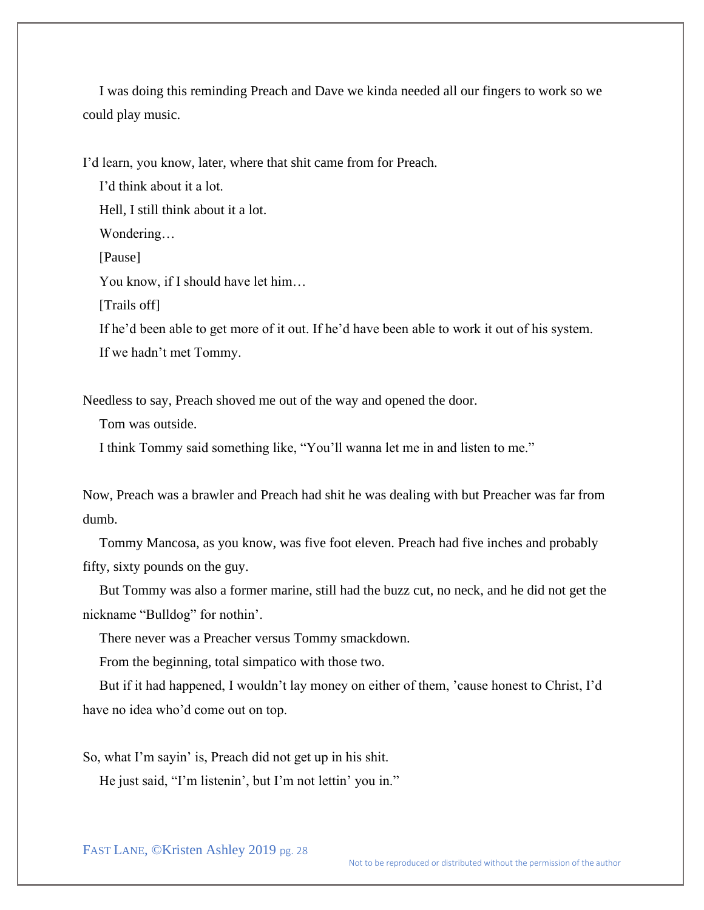I was doing this reminding Preach and Dave we kinda needed all our fingers to work so we could play music.

I'd learn, you know, later, where that shit came from for Preach.

I'd think about it a lot.

Hell, I still think about it a lot.

Wondering…

[Pause]

You know, if I should have let him…

[Trails off]

If he'd been able to get more of it out. If he'd have been able to work it out of his system.

If we hadn't met Tommy.

Needless to say, Preach shoved me out of the way and opened the door.

Tom was outside.

I think Tommy said something like, "You'll wanna let me in and listen to me."

Now, Preach was a brawler and Preach had shit he was dealing with but Preacher was far from dumb.

Tommy Mancosa, as you know, was five foot eleven. Preach had five inches and probably fifty, sixty pounds on the guy.

But Tommy was also a former marine, still had the buzz cut, no neck, and he did not get the nickname "Bulldog" for nothin'.

There never was a Preacher versus Tommy smackdown.

From the beginning, total simpatico with those two.

But if it had happened, I wouldn't lay money on either of them, 'cause honest to Christ, I'd have no idea who'd come out on top.

So, what I'm sayin' is, Preach did not get up in his shit.

He just said, "I'm listenin', but I'm not lettin' you in."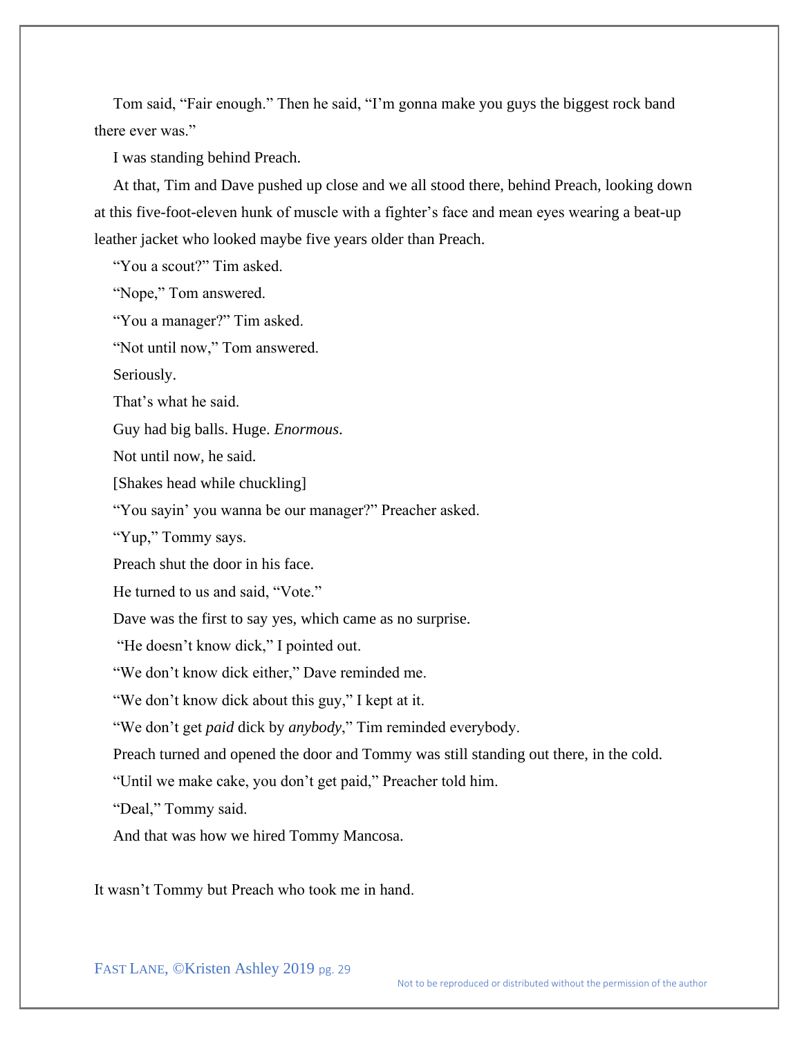Tom said, "Fair enough." Then he said, "I'm gonna make you guys the biggest rock band there ever was."

I was standing behind Preach.

At that, Tim and Dave pushed up close and we all stood there, behind Preach, looking down at this five-foot-eleven hunk of muscle with a fighter's face and mean eyes wearing a beat-up leather jacket who looked maybe five years older than Preach.

"You a scout?" Tim asked.

"Nope," Tom answered.

"You a manager?" Tim asked.

"Not until now," Tom answered.

Seriously.

That's what he said.

Guy had big balls. Huge. *Enormous*.

Not until now, he said.

[Shakes head while chuckling]

"You sayin' you wanna be our manager?" Preacher asked.

"Yup," Tommy says.

Preach shut the door in his face.

He turned to us and said, "Vote."

Dave was the first to say yes, which came as no surprise.

"He doesn't know dick," I pointed out.

"We don't know dick either," Dave reminded me.

"We don't know dick about this guy," I kept at it.

"We don't get *paid* dick by *anybody*," Tim reminded everybody.

Preach turned and opened the door and Tommy was still standing out there, in the cold.

"Until we make cake, you don't get paid," Preacher told him.

"Deal," Tommy said.

And that was how we hired Tommy Mancosa.

It wasn't Tommy but Preach who took me in hand.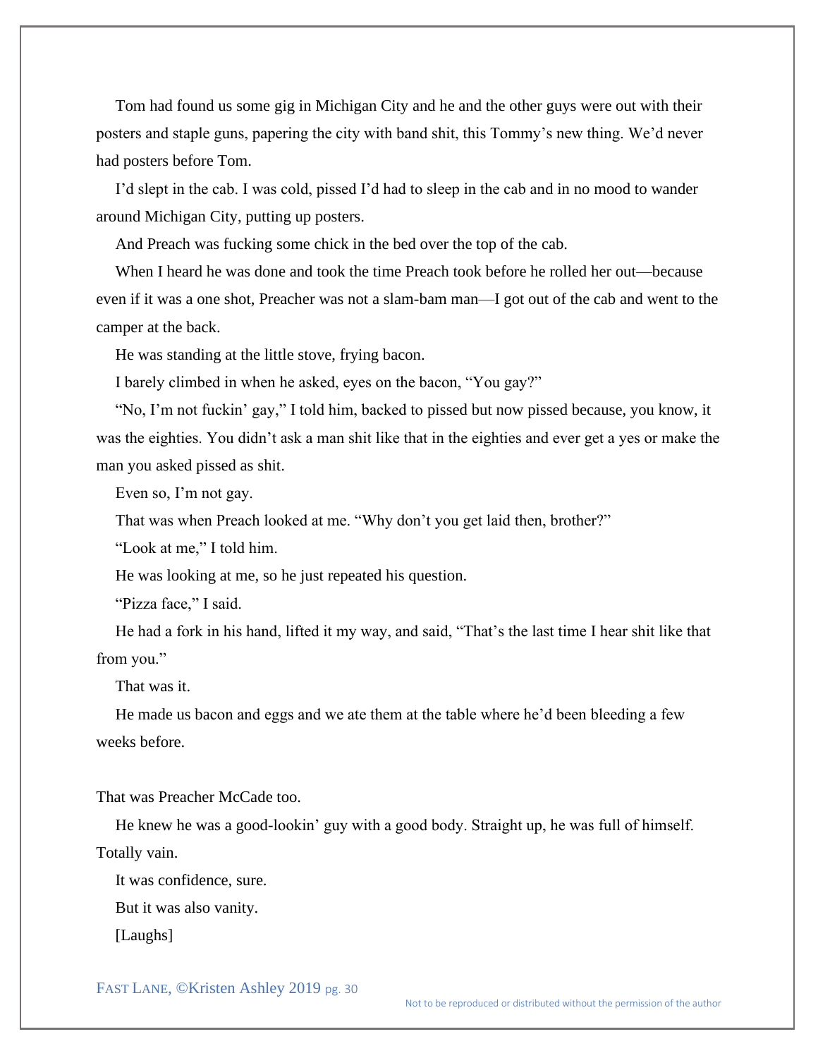Tom had found us some gig in Michigan City and he and the other guys were out with their posters and staple guns, papering the city with band shit, this Tommy's new thing. We'd never had posters before Tom.

I'd slept in the cab. I was cold, pissed I'd had to sleep in the cab and in no mood to wander around Michigan City, putting up posters.

And Preach was fucking some chick in the bed over the top of the cab.

When I heard he was done and took the time Preach took before he rolled her out—because even if it was a one shot, Preacher was not a slam-bam man—I got out of the cab and went to the camper at the back.

He was standing at the little stove, frying bacon.

I barely climbed in when he asked, eyes on the bacon, "You gay?"

"No, I'm not fuckin' gay," I told him, backed to pissed but now pissed because, you know, it was the eighties. You didn't ask a man shit like that in the eighties and ever get a yes or make the man you asked pissed as shit.

Even so, I'm not gay.

That was when Preach looked at me. "Why don't you get laid then, brother?"

"Look at me," I told him.

He was looking at me, so he just repeated his question.

"Pizza face," I said.

He had a fork in his hand, lifted it my way, and said, "That's the last time I hear shit like that from you."

That was it.

He made us bacon and eggs and we ate them at the table where he'd been bleeding a few weeks before.

That was Preacher McCade too.

He knew he was a good-lookin' guy with a good body. Straight up, he was full of himself. Totally vain.

It was confidence, sure.

But it was also vanity.

[Laughs]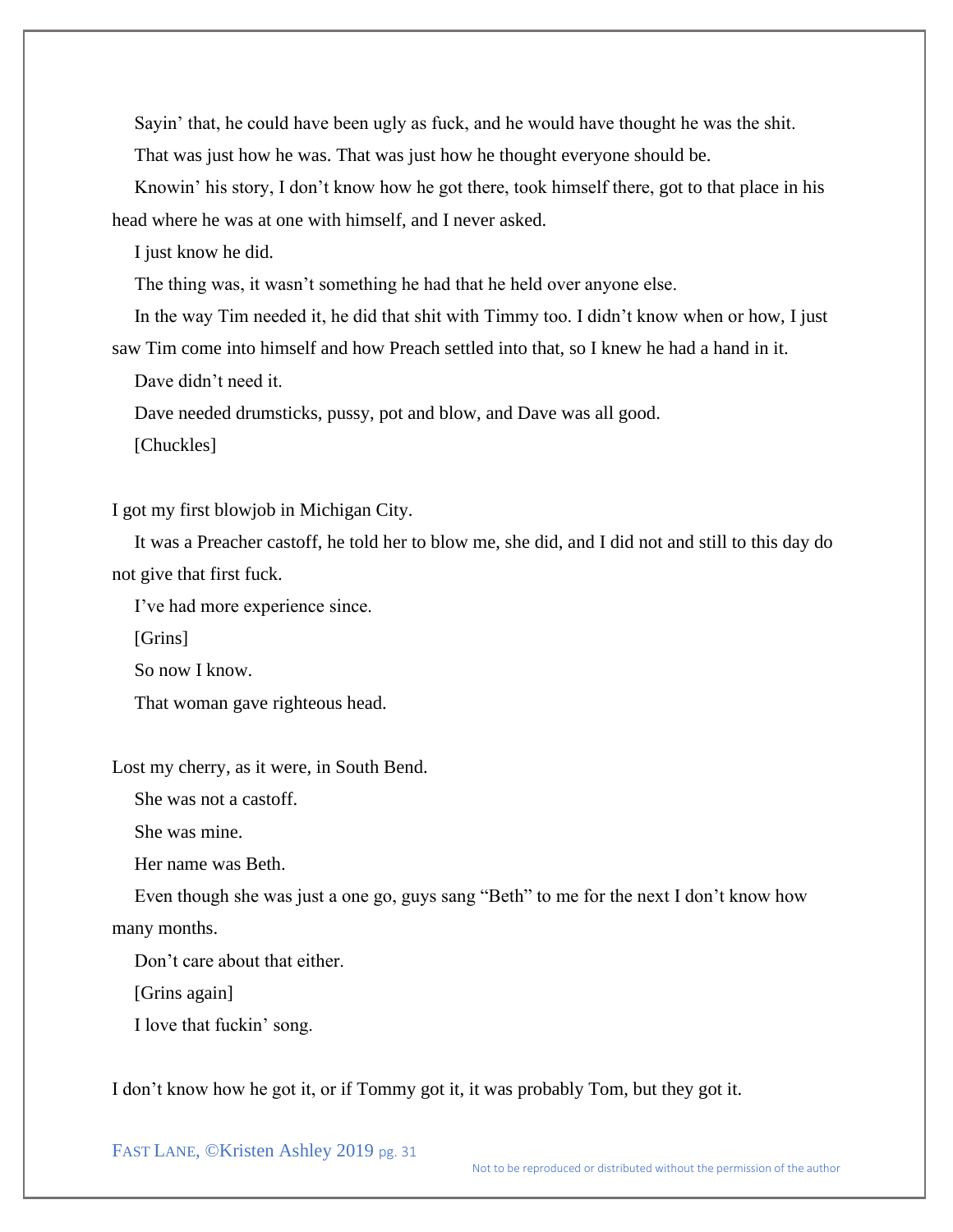Sayin' that, he could have been ugly as fuck, and he would have thought he was the shit.

That was just how he was. That was just how he thought everyone should be.

Knowin' his story, I don't know how he got there, took himself there, got to that place in his head where he was at one with himself, and I never asked.

I just know he did.

The thing was, it wasn't something he had that he held over anyone else.

In the way Tim needed it, he did that shit with Timmy too. I didn't know when or how, I just saw Tim come into himself and how Preach settled into that, so I knew he had a hand in it.

Dave didn't need it.

Dave needed drumsticks, pussy, pot and blow, and Dave was all good.

[Chuckles]

I got my first blowjob in Michigan City.

It was a Preacher castoff, he told her to blow me, she did, and I did not and still to this day do not give that first fuck.

I've had more experience since.

[Grins]

So now I know.

That woman gave righteous head.

Lost my cherry, as it were, in South Bend.

She was not a castoff.

She was mine.

Her name was Beth.

Even though she was just a one go, guys sang "Beth" to me for the next I don't know how many months.

Don't care about that either.

[Grins again]

I love that fuckin' song.

I don't know how he got it, or if Tommy got it, it was probably Tom, but they got it.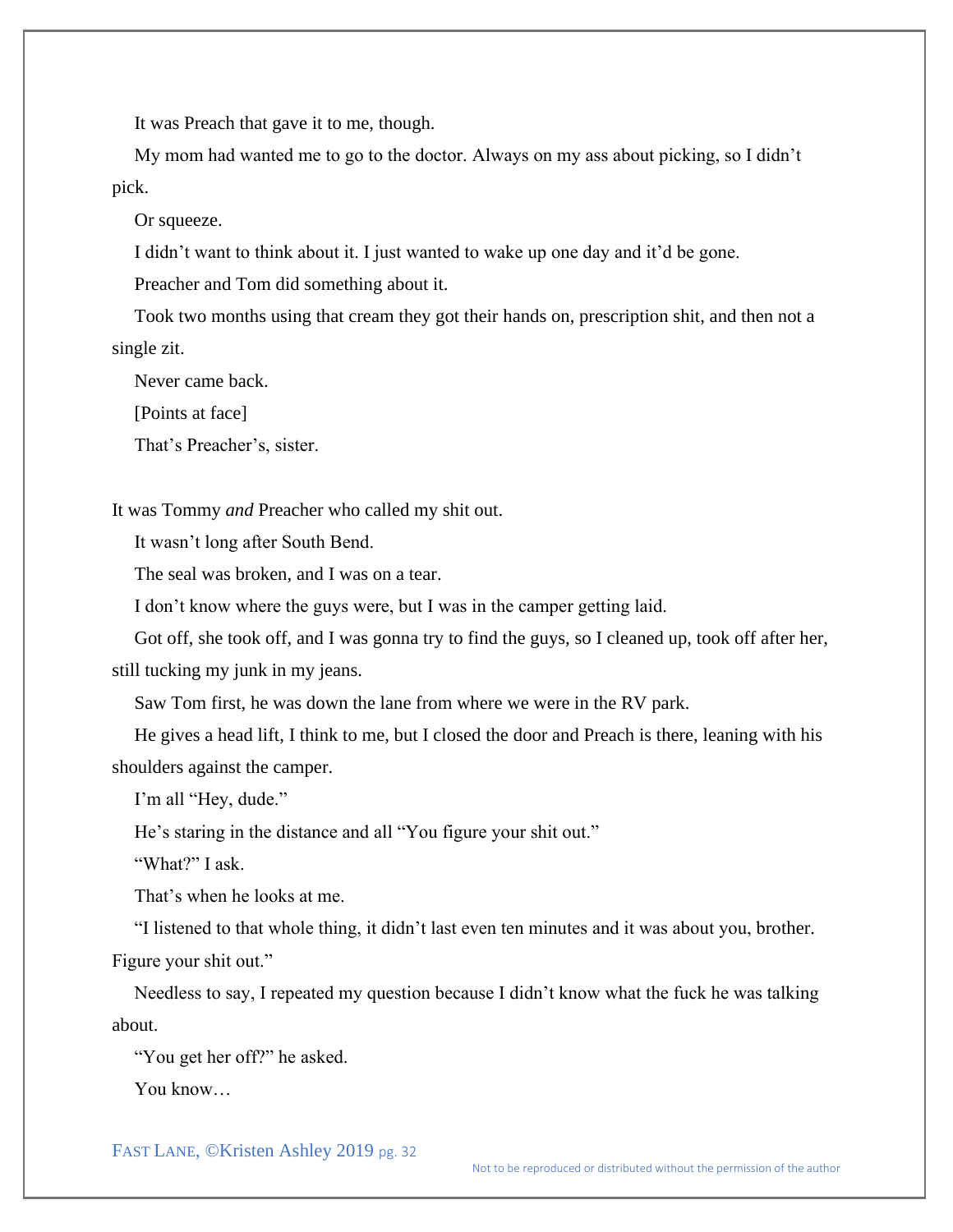It was Preach that gave it to me, though.

My mom had wanted me to go to the doctor. Always on my ass about picking, so I didn't pick.

Or squeeze.

I didn't want to think about it. I just wanted to wake up one day and it'd be gone.

Preacher and Tom did something about it.

Took two months using that cream they got their hands on, prescription shit, and then not a single zit.

Never came back.

[Points at face]

That's Preacher's, sister.

It was Tommy *and* Preacher who called my shit out.

It wasn't long after South Bend.

The seal was broken, and I was on a tear.

I don't know where the guys were, but I was in the camper getting laid.

Got off, she took off, and I was gonna try to find the guys, so I cleaned up, took off after her, still tucking my junk in my jeans.

Saw Tom first, he was down the lane from where we were in the RV park.

He gives a head lift, I think to me, but I closed the door and Preach is there, leaning with his shoulders against the camper.

I'm all "Hey, dude."

He's staring in the distance and all "You figure your shit out."

"What?" I ask.

That's when he looks at me.

"I listened to that whole thing, it didn't last even ten minutes and it was about you, brother. Figure your shit out."

Needless to say, I repeated my question because I didn't know what the fuck he was talking about.

"You get her off?" he asked.

You know…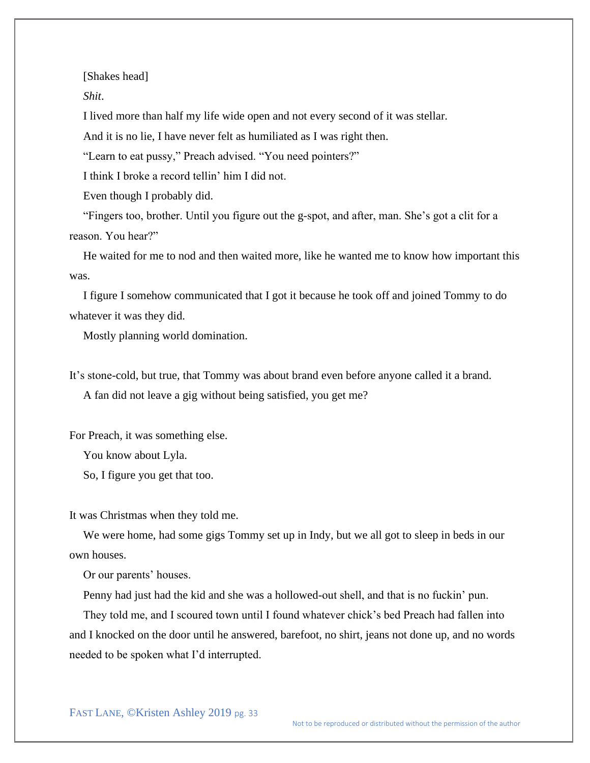[Shakes head]

*Shit*.

I lived more than half my life wide open and not every second of it was stellar.

And it is no lie, I have never felt as humiliated as I was right then.

"Learn to eat pussy," Preach advised. "You need pointers?"

I think I broke a record tellin' him I did not.

Even though I probably did.

"Fingers too, brother. Until you figure out the g-spot, and after, man. She's got a clit for a reason. You hear?"

He waited for me to nod and then waited more, like he wanted me to know how important this was.

I figure I somehow communicated that I got it because he took off and joined Tommy to do whatever it was they did.

Mostly planning world domination.

It's stone-cold, but true, that Tommy was about brand even before anyone called it a brand.

A fan did not leave a gig without being satisfied, you get me?

For Preach, it was something else.

You know about Lyla.

So, I figure you get that too.

It was Christmas when they told me.

We were home, had some gigs Tommy set up in Indy, but we all got to sleep in beds in our own houses.

Or our parents' houses.

Penny had just had the kid and she was a hollowed-out shell, and that is no fuckin' pun.

They told me, and I scoured town until I found whatever chick's bed Preach had fallen into and I knocked on the door until he answered, barefoot, no shirt, jeans not done up, and no words needed to be spoken what I'd interrupted.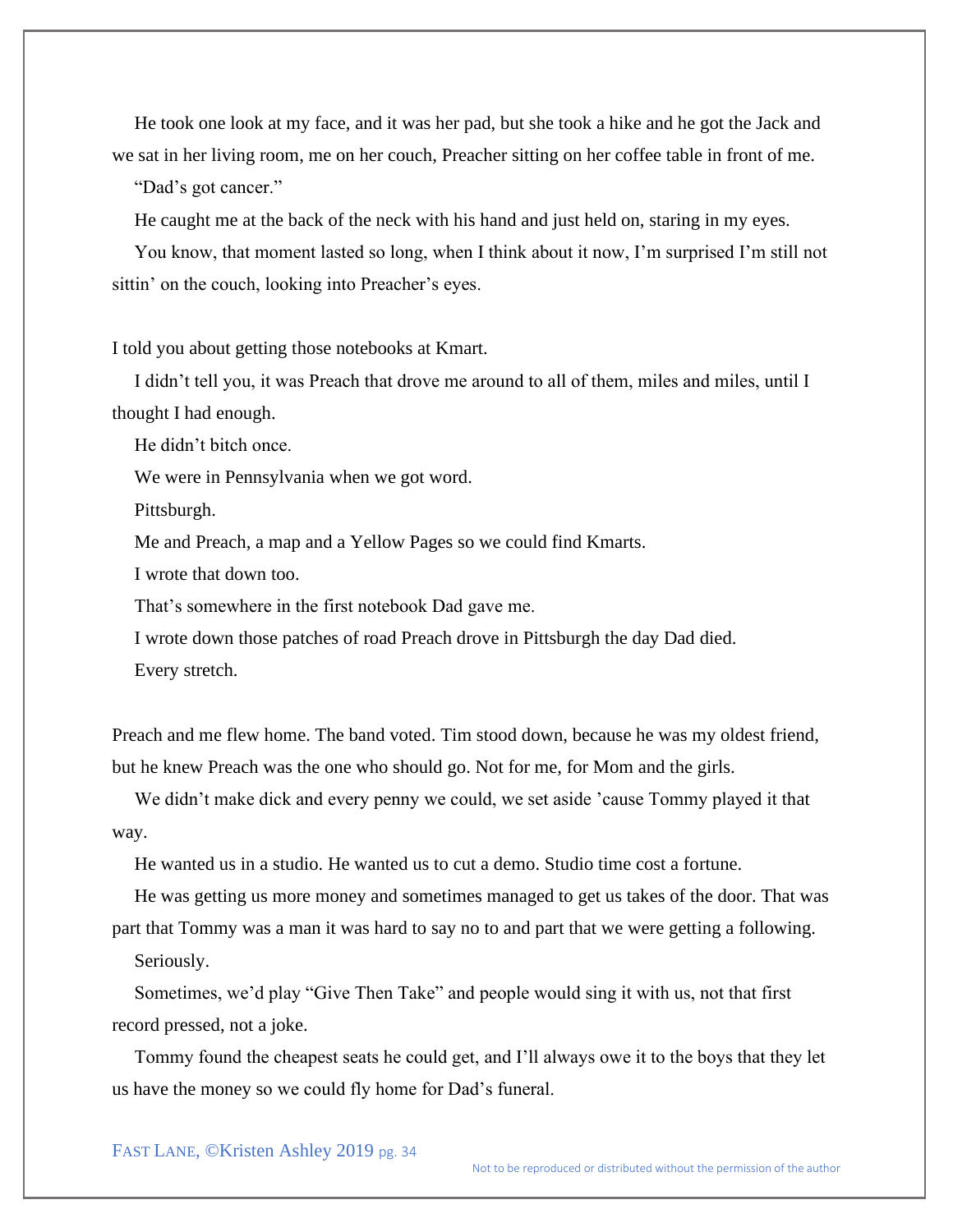He took one look at my face, and it was her pad, but she took a hike and he got the Jack and we sat in her living room, me on her couch, Preacher sitting on her coffee table in front of me.

"Dad's got cancer."

He caught me at the back of the neck with his hand and just held on, staring in my eyes.

You know, that moment lasted so long, when I think about it now, I'm surprised I'm still not sittin' on the couch, looking into Preacher's eyes.

I told you about getting those notebooks at Kmart.

I didn't tell you, it was Preach that drove me around to all of them, miles and miles, until I thought I had enough.

He didn't bitch once.

We were in Pennsylvania when we got word.

Pittsburgh.

Me and Preach, a map and a Yellow Pages so we could find Kmarts.

I wrote that down too.

That's somewhere in the first notebook Dad gave me.

I wrote down those patches of road Preach drove in Pittsburgh the day Dad died.

Every stretch.

Preach and me flew home. The band voted. Tim stood down, because he was my oldest friend, but he knew Preach was the one who should go. Not for me, for Mom and the girls.

We didn't make dick and every penny we could, we set aside 'cause Tommy played it that way.

He wanted us in a studio. He wanted us to cut a demo. Studio time cost a fortune.

He was getting us more money and sometimes managed to get us takes of the door. That was part that Tommy was a man it was hard to say no to and part that we were getting a following.

Seriously.

Sometimes, we'd play "Give Then Take" and people would sing it with us, not that first record pressed, not a joke.

Tommy found the cheapest seats he could get, and I'll always owe it to the boys that they let us have the money so we could fly home for Dad's funeral.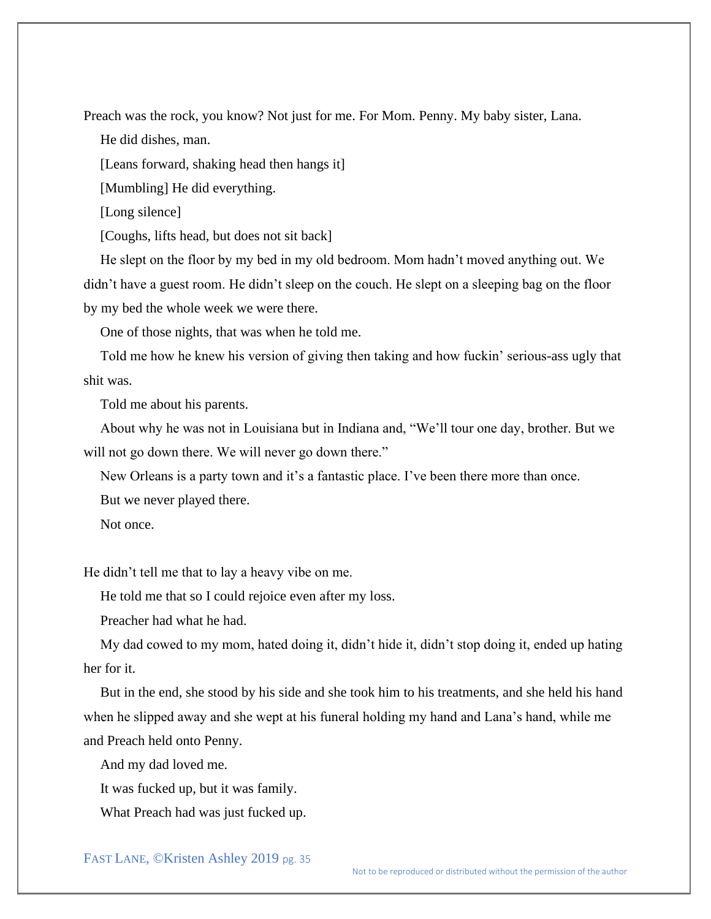Preach was the rock, you know? Not just for me. For Mom. Penny. My baby sister, Lana.

He did dishes, man.

[Leans forward, shaking head then hangs it]

[Mumbling] He did everything.

[Long silence]

[Coughs, lifts head, but does not sit back]

He slept on the floor by my bed in my old bedroom. Mom hadn't moved anything out. We didn't have a guest room. He didn't sleep on the couch. He slept on a sleeping bag on the floor by my bed the whole week we were there.

One of those nights, that was when he told me.

Told me how he knew his version of giving then taking and how fuckin' serious-ass ugly that shit was.

Told me about his parents.

About why he was not in Louisiana but in Indiana and, "We'll tour one day, brother. But we will not go down there. We will never go down there."

New Orleans is a party town and it's a fantastic place. I've been there more than once.

But we never played there.

Not once.

He didn't tell me that to lay a heavy vibe on me.

He told me that so I could rejoice even after my loss.

Preacher had what he had.

My dad cowed to my mom, hated doing it, didn't hide it, didn't stop doing it, ended up hating her for it.

But in the end, she stood by his side and she took him to his treatments, and she held his hand when he slipped away and she wept at his funeral holding my hand and Lana's hand, while me and Preach held onto Penny.

And my dad loved me.

It was fucked up, but it was family.

What Preach had was just fucked up.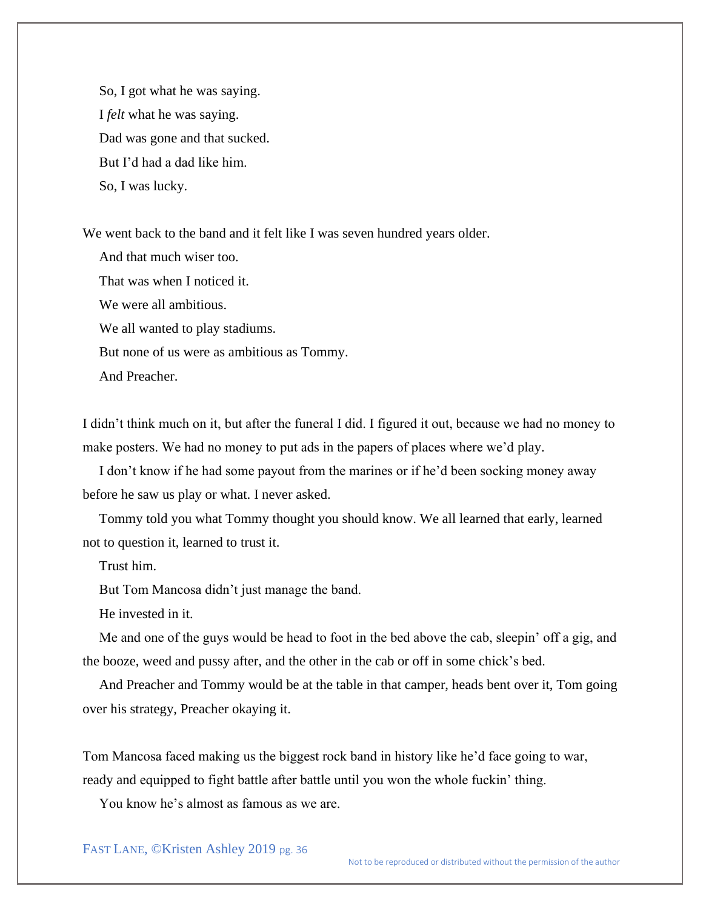So, I got what he was saying.

I *felt* what he was saying.

Dad was gone and that sucked.

But I'd had a dad like him.

So, I was lucky.

We went back to the band and it felt like I was seven hundred years older.

And that much wiser too.

That was when I noticed it.

We were all ambitious.

We all wanted to play stadiums.

But none of us were as ambitious as Tommy.

And Preacher.

I didn't think much on it, but after the funeral I did. I figured it out, because we had no money to make posters. We had no money to put ads in the papers of places where we'd play.

I don't know if he had some payout from the marines or if he'd been socking money away before he saw us play or what. I never asked.

Tommy told you what Tommy thought you should know. We all learned that early, learned not to question it, learned to trust it.

Trust him.

But Tom Mancosa didn't just manage the band.

He invested in it.

Me and one of the guys would be head to foot in the bed above the cab, sleepin' off a gig, and the booze, weed and pussy after, and the other in the cab or off in some chick's bed.

And Preacher and Tommy would be at the table in that camper, heads bent over it, Tom going over his strategy, Preacher okaying it.

Tom Mancosa faced making us the biggest rock band in history like he'd face going to war, ready and equipped to fight battle after battle until you won the whole fuckin' thing.

You know he's almost as famous as we are.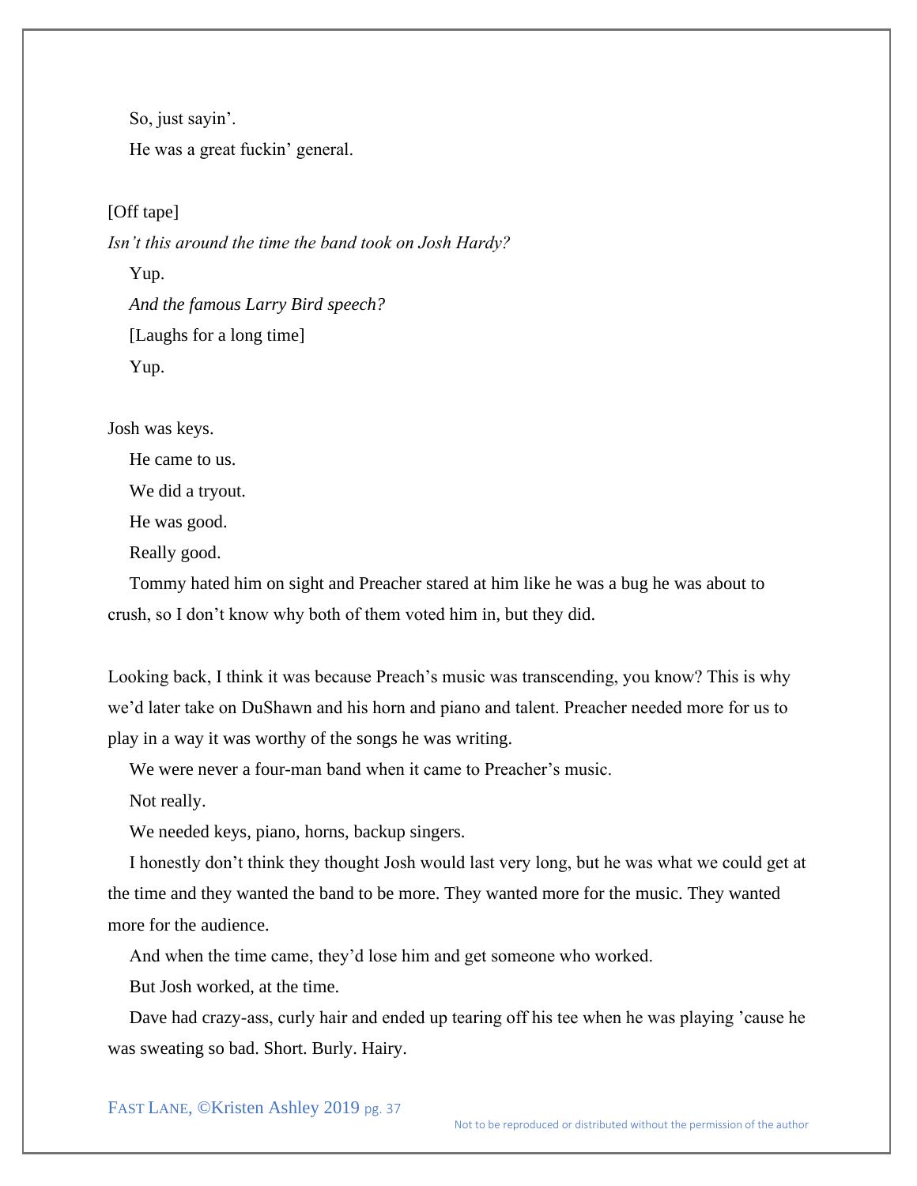So, just sayin'.

He was a great fuckin' general.

[Off tape]

*Isn't this around the time the band took on Josh Hardy?*

Yup.

*And the famous Larry Bird speech?*

[Laughs for a long time]

Yup.

Josh was keys.

He came to us.

We did a tryout.

He was good.

Really good.

Tommy hated him on sight and Preacher stared at him like he was a bug he was about to crush, so I don't know why both of them voted him in, but they did.

Looking back, I think it was because Preach's music was transcending, you know? This is why we'd later take on DuShawn and his horn and piano and talent. Preacher needed more for us to play in a way it was worthy of the songs he was writing.

We were never a four-man band when it came to Preacher's music.

Not really.

We needed keys, piano, horns, backup singers.

I honestly don't think they thought Josh would last very long, but he was what we could get at the time and they wanted the band to be more. They wanted more for the music. They wanted more for the audience.

And when the time came, they'd lose him and get someone who worked.

But Josh worked, at the time.

Dave had crazy-ass, curly hair and ended up tearing off his tee when he was playing 'cause he was sweating so bad. Short. Burly. Hairy.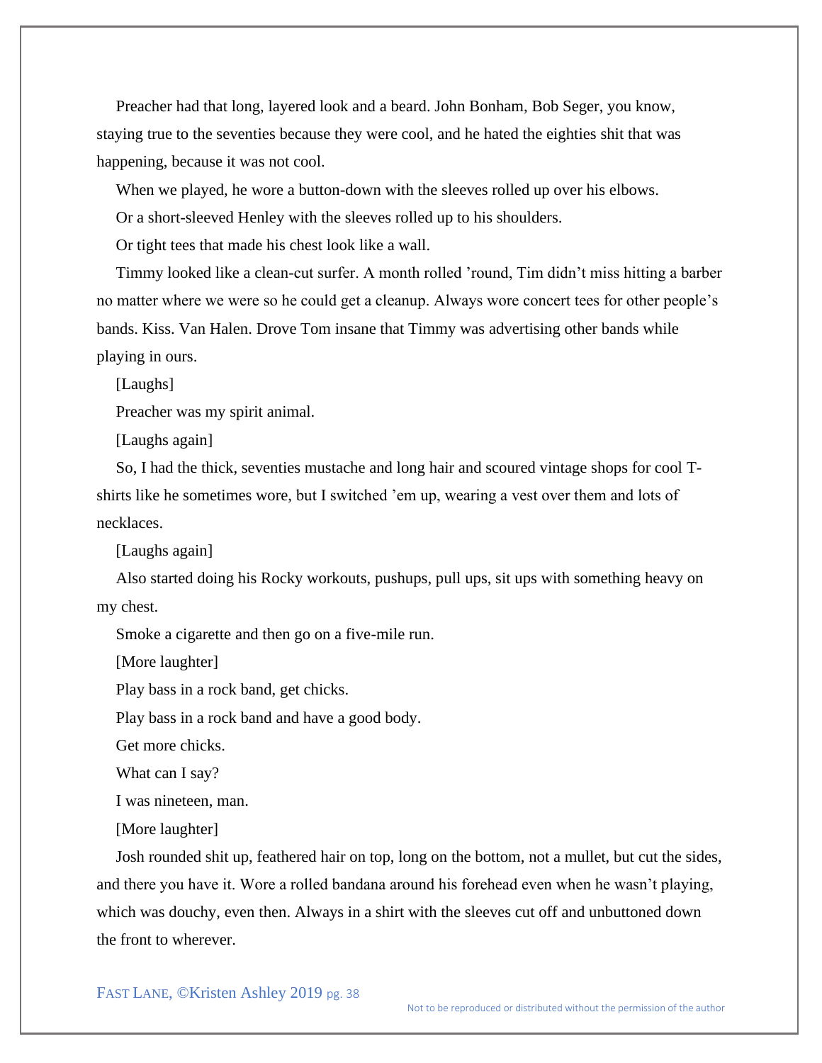Preacher had that long, layered look and a beard. John Bonham, Bob Seger, you know, staying true to the seventies because they were cool, and he hated the eighties shit that was happening, because it was not cool.

When we played, he wore a button-down with the sleeves rolled up over his elbows.

Or a short-sleeved Henley with the sleeves rolled up to his shoulders.

Or tight tees that made his chest look like a wall.

Timmy looked like a clean-cut surfer. A month rolled ’round, Tim didn’t miss hitting a barber no matter where we were so he could get a cleanup. Always wore concert tees for other people’s bands. Kiss. Van Halen. Drove Tom insane that Timmy was advertising other bands while playing in ours.

[Laughs]

Preacher was my spirit animal.

[Laughs again]

So, I had the thick, seventies mustache and long hair and scoured vintage shops for cool T-shirts like he sometimes wore, but I switched ’em up, wearing a vest over them and lots of necklaces.

[Laughs again]

Also started doing his Rocky workouts, pushups, pull ups, sit ups with something heavy on my chest.

Smoke a cigarette and then go on a five-mile run.

[More laughter]

Play bass in a rock band, get chicks.

Play bass in a rock band and have a good body.

Get more chicks.

What can I say?

I was nineteen, man.

[More laughter]

Josh rounded shit up, feathered hair on top, long on the bottom, not a mullet, but cut the sides, and there you have it. Wore a rolled bandana around his forehead even when he wasn’t playing, which was douchy, even then. Always in a shirt with the sleeves cut off and unbuttoned down the front to wherever.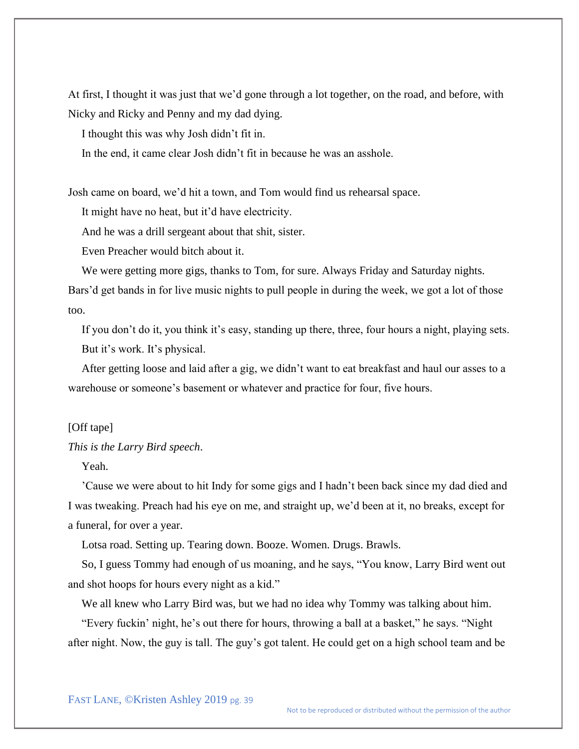At first, I thought it was just that we'd gone through a lot together, on the road, and before, with Nicky and Ricky and Penny and my dad dying.

I thought this was why Josh didn't fit in.

In the end, it came clear Josh didn't fit in because he was an asshole.

Josh came on board, we'd hit a town, and Tom would find us rehearsal space.

It might have no heat, but it'd have electricity.

And he was a drill sergeant about that shit, sister.

Even Preacher would bitch about it.

We were getting more gigs, thanks to Tom, for sure. Always Friday and Saturday nights. Bars'd get bands in for live music nights to pull people in during the week, we got a lot of those too.

If you don't do it, you think it's easy, standing up there, three, four hours a night, playing sets.

But it's work. It's physical.

After getting loose and laid after a gig, we didn't want to eat breakfast and haul our asses to a warehouse or someone's basement or whatever and practice for four, five hours.

[Off tape]

*This is the Larry Bird speech*.

Yeah.

'Cause we were about to hit Indy for some gigs and I hadn't been back since my dad died and I was tweaking. Preach had his eye on me, and straight up, we'd been at it, no breaks, except for a funeral, for over a year.

Lotsa road. Setting up. Tearing down. Booze. Women. Drugs. Brawls.

So, I guess Tommy had enough of us moaning, and he says, "You know, Larry Bird went out and shot hoops for hours every night as a kid."

We all knew who Larry Bird was, but we had no idea why Tommy was talking about him.

"Every fuckin' night, he's out there for hours, throwing a ball at a basket," he says. "Night after night. Now, the guy is tall. The guy's got talent. He could get on a high school team and be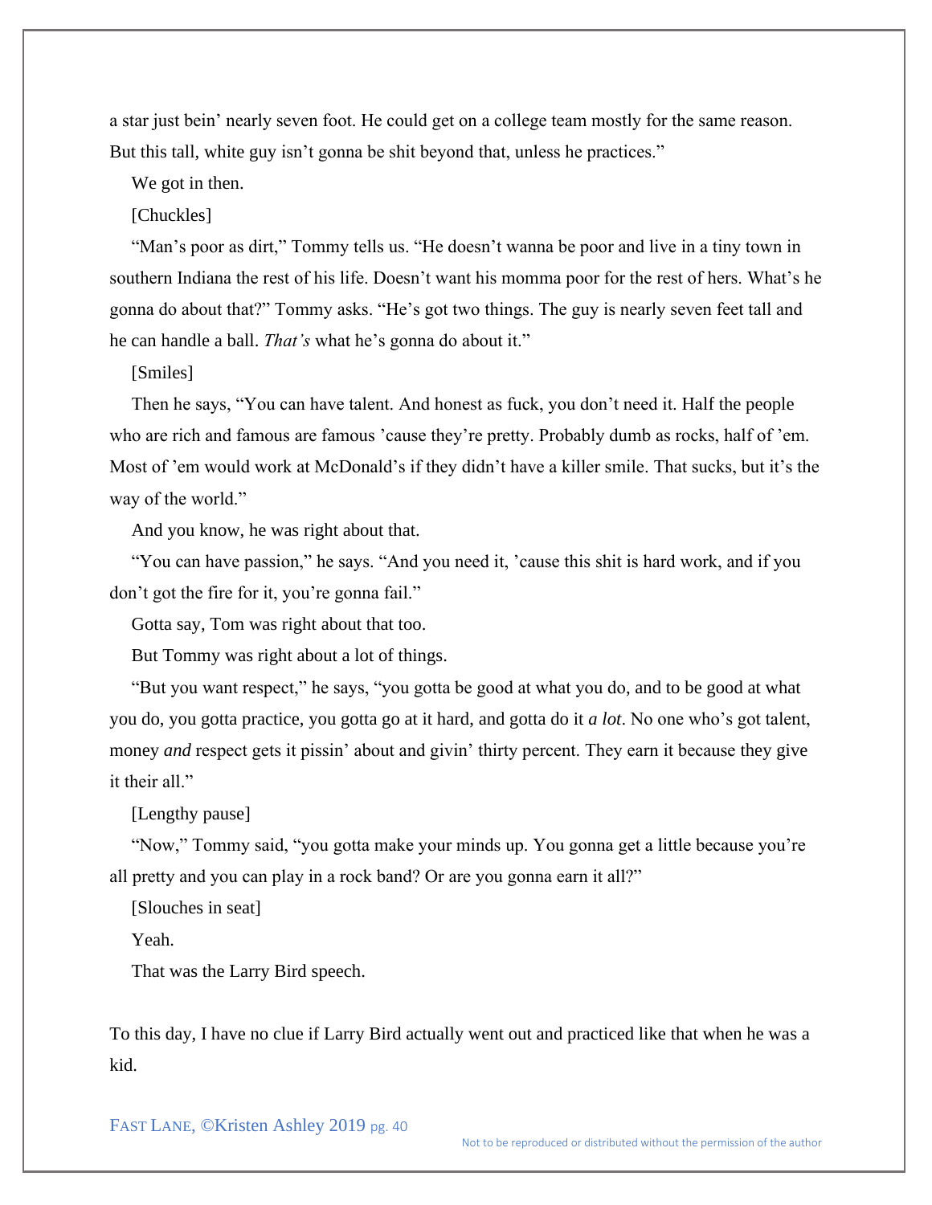a star just bein' nearly seven foot. He could get on a college team mostly for the same reason. But this tall, white guy isn't gonna be shit beyond that, unless he practices."

We got in then.

[Chuckles]

"Man's poor as dirt," Tommy tells us. "He doesn't wanna be poor and live in a tiny town in southern Indiana the rest of his life. Doesn't want his momma poor for the rest of hers. What's he gonna do about that?" Tommy asks. "He's got two things. The guy is nearly seven feet tall and he can handle a ball. *That's* what he's gonna do about it."

[Smiles]

Then he says, "You can have talent. And honest as fuck, you don't need it. Half the people who are rich and famous are famous 'cause they're pretty. Probably dumb as rocks, half of 'em. Most of 'em would work at McDonald's if they didn't have a killer smile. That sucks, but it's the way of the world."

And you know, he was right about that.

"You can have passion," he says. "And you need it, 'cause this shit is hard work, and if you don't got the fire for it, you're gonna fail."

Gotta say, Tom was right about that too.

But Tommy was right about a lot of things.

"But you want respect," he says, "you gotta be good at what you do, and to be good at what you do, you gotta practice, you gotta go at it hard, and gotta do it *a lot*. No one who's got talent, money *and* respect gets it pissin' about and givin' thirty percent. They earn it because they give it their all."

[Lengthy pause]

"Now," Tommy said, "you gotta make your minds up. You gonna get a little because you're all pretty and you can play in a rock band? Or are you gonna earn it all?"

[Slouches in seat]

Yeah.

That was the Larry Bird speech.

To this day, I have no clue if Larry Bird actually went out and practiced like that when he was a kid.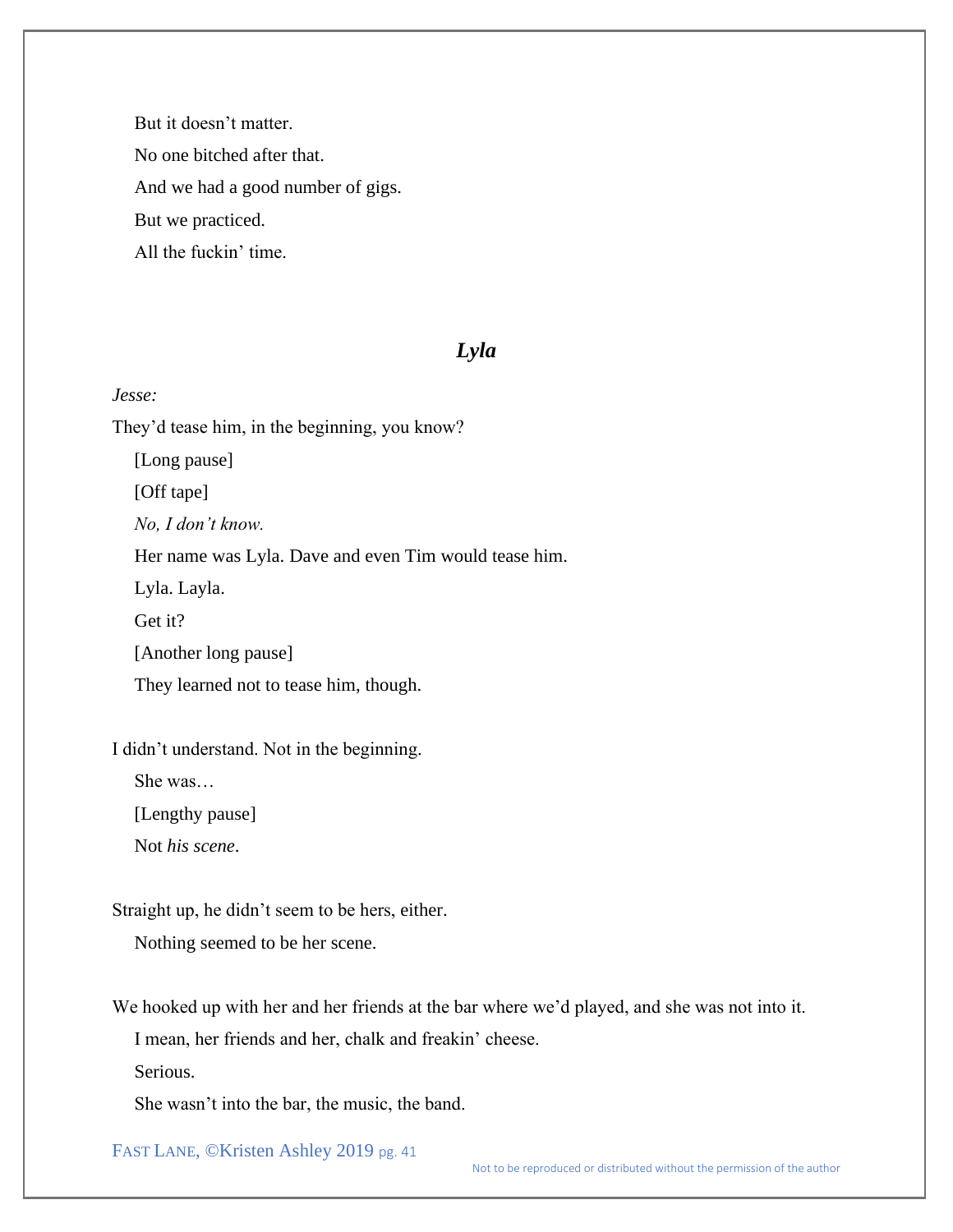But it doesn't matter.

No one bitched after that.

And we had a good number of gigs.

But we practiced.

All the fuckin' time.

## *Lyla*

*Jesse:*

They'd tease him, in the beginning, you know?

[Long pause]

[Off tape]

*No, I don't know.*

Her name was Lyla. Dave and even Tim would tease him.

Lyla. Layla.

Get it?

[Another long pause]

They learned not to tease him, though.

I didn't understand. Not in the beginning.

She was…

[Lengthy pause]

Not *his scene*.

Straight up, he didn't seem to be hers, either.

Nothing seemed to be her scene.

We hooked up with her and her friends at the bar where we'd played, and she was not into it.

I mean, her friends and her, chalk and freakin' cheese.

Serious.

She wasn't into the bar, the music, the band.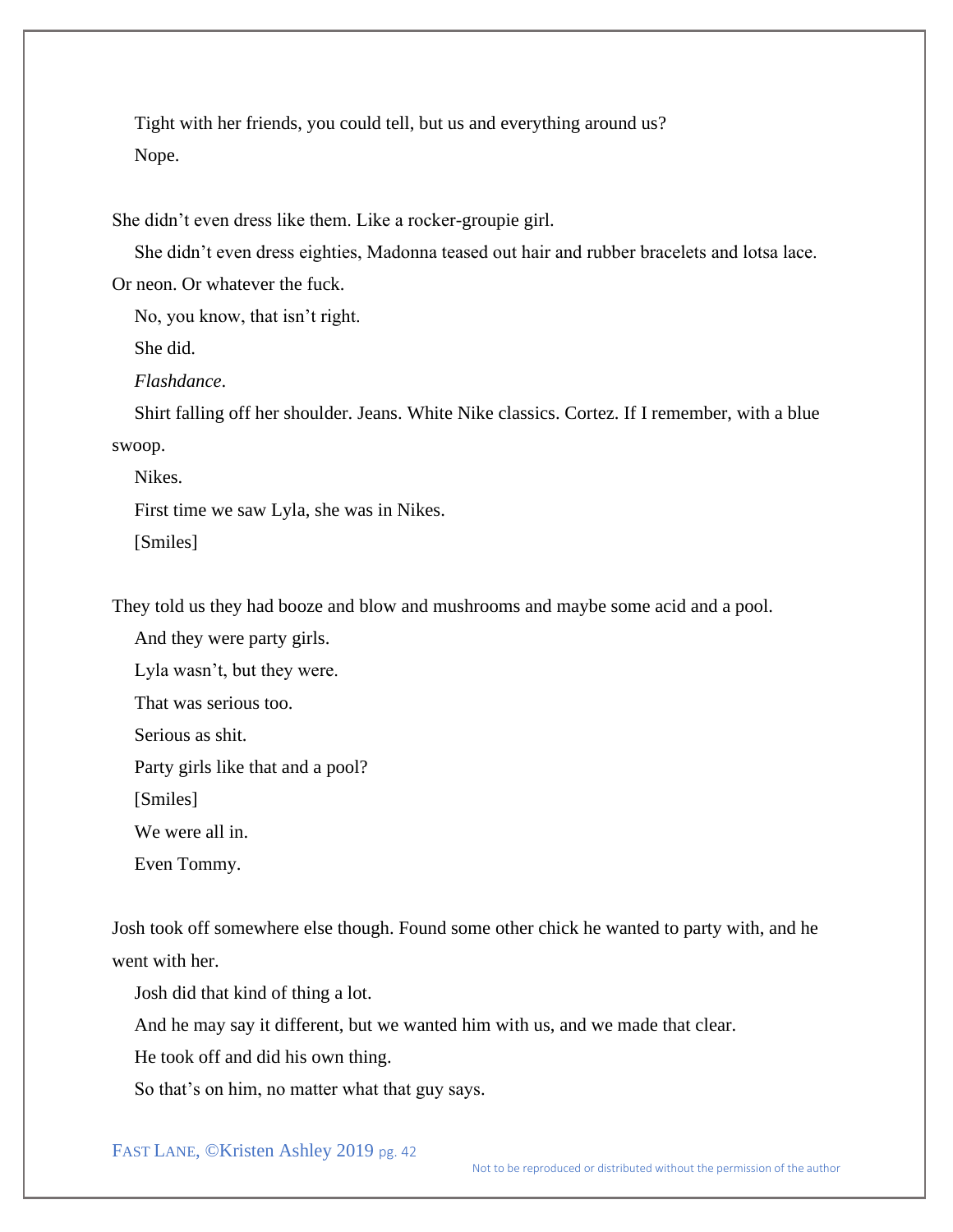Tight with her friends, you could tell, but us and everything around us?

Nope.

She didn't even dress like them. Like a rocker-groupie girl.

She didn't even dress eighties, Madonna teased out hair and rubber bracelets and lotsa lace. Or neon. Or whatever the fuck.

No, you know, that isn't right.

She did.

*Flashdance*.

Shirt falling off her shoulder. Jeans. White Nike classics. Cortez. If I remember, with a blue swoop.

Nikes.

First time we saw Lyla, she was in Nikes.

[Smiles]

They told us they had booze and blow and mushrooms and maybe some acid and a pool.

And they were party girls.

Lyla wasn't, but they were.

That was serious too.

Serious as shit.

Party girls like that and a pool?

[Smiles]

We were all in.

Even Tommy.

Josh took off somewhere else though. Found some other chick he wanted to party with, and he went with her.

Josh did that kind of thing a lot.

And he may say it different, but we wanted him with us, and we made that clear.

He took off and did his own thing.

So that's on him, no matter what that guy says.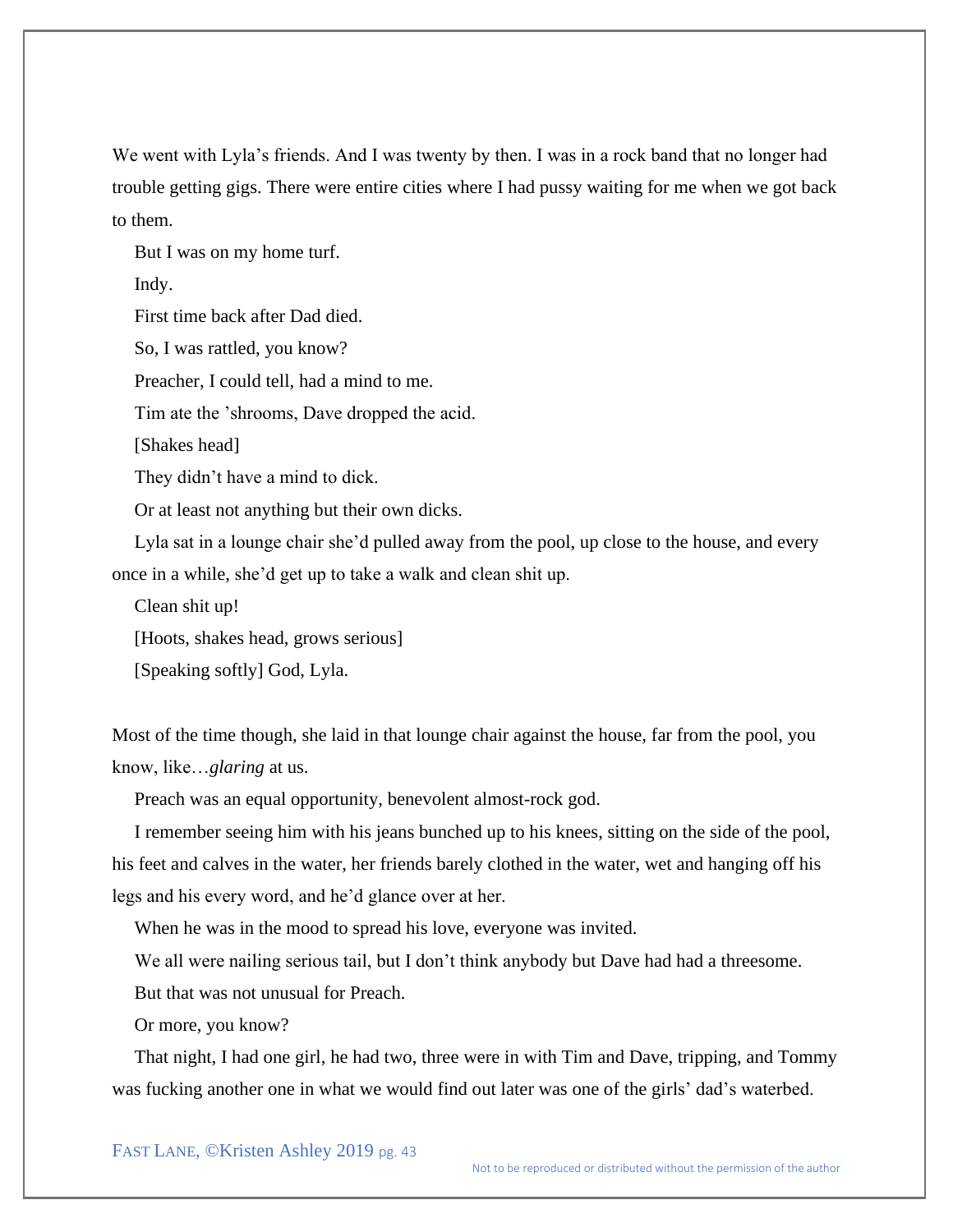We went with Lyla's friends. And I was twenty by then. I was in a rock band that no longer had trouble getting gigs. There were entire cities where I had pussy waiting for me when we got back to them.

But I was on my home turf.

Indy.

First time back after Dad died.

So, I was rattled, you know?

Preacher, I could tell, had a mind to me.

Tim ate the 'shrooms, Dave dropped the acid.

[Shakes head]

They didn't have a mind to dick.

Or at least not anything but their own dicks.

Lyla sat in a lounge chair she'd pulled away from the pool, up close to the house, and every once in a while, she'd get up to take a walk and clean shit up.

Clean shit up!

[Hoots, shakes head, grows serious]

[Speaking softly] God, Lyla.

Most of the time though, she laid in that lounge chair against the house, far from the pool, you know, like…*glaring* at us.

Preach was an equal opportunity, benevolent almost-rock god.

I remember seeing him with his jeans bunched up to his knees, sitting on the side of the pool, his feet and calves in the water, her friends barely clothed in the water, wet and hanging off his legs and his every word, and he'd glance over at her.

When he was in the mood to spread his love, everyone was invited.

We all were nailing serious tail, but I don't think anybody but Dave had had a threesome.

But that was not unusual for Preach.

Or more, you know?

That night, I had one girl, he had two, three were in with Tim and Dave, tripping, and Tommy was fucking another one in what we would find out later was one of the girls' dad's waterbed.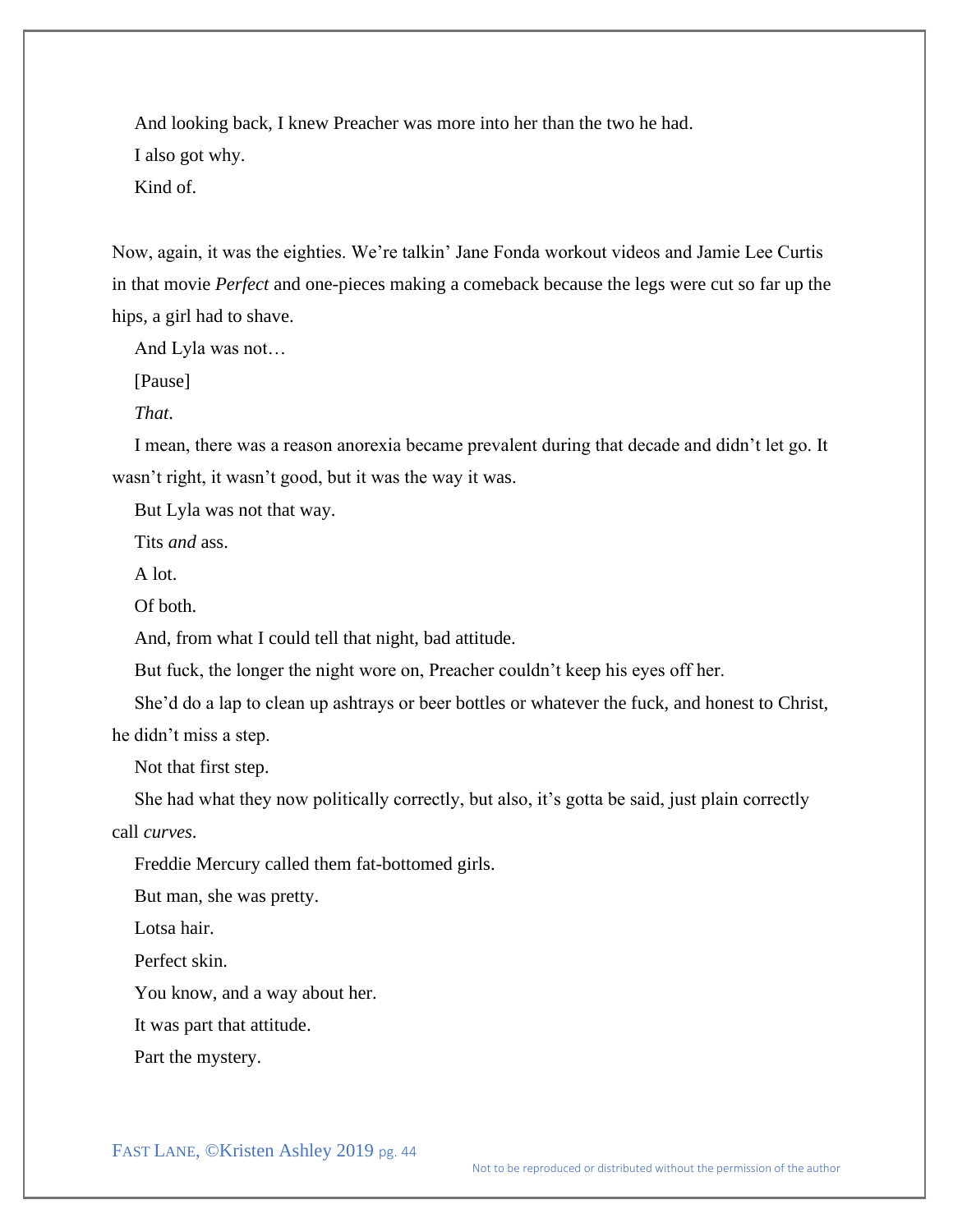And looking back, I knew Preacher was more into her than the two he had.

I also got why.

Kind of.

Now, again, it was the eighties. We're talkin' Jane Fonda workout videos and Jamie Lee Curtis in that movie *Perfect* and one-pieces making a comeback because the legs were cut so far up the hips, a girl had to shave.

And Lyla was not…

[Pause]

*That*.

I mean, there was a reason anorexia became prevalent during that decade and didn't let go. It wasn't right, it wasn't good, but it was the way it was.

But Lyla was not that way.

Tits *and* ass.

A lot.

Of both.

And, from what I could tell that night, bad attitude.

But fuck, the longer the night wore on, Preacher couldn't keep his eyes off her.

She'd do a lap to clean up ashtrays or beer bottles or whatever the fuck, and honest to Christ, he didn't miss a step.

Not that first step.

She had what they now politically correctly, but also, it's gotta be said, just plain correctly call *curves*.

Freddie Mercury called them fat-bottomed girls.

But man, she was pretty.

Lotsa hair.

Perfect skin.

You know, and a way about her.

It was part that attitude.

Part the mystery.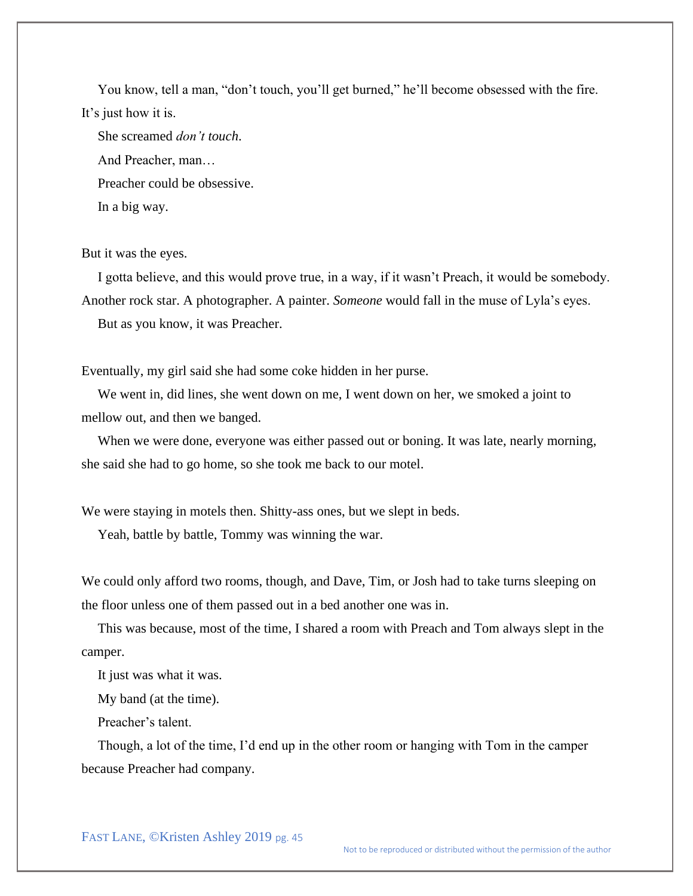You know, tell a man, "don't touch, you'll get burned," he'll become obsessed with the fire. It's just how it is.

She screamed *don't touch*.

And Preacher, man…

Preacher could be obsessive.

In a big way.

But it was the eyes.

I gotta believe, and this would prove true, in a way, if it wasn't Preach, it would be somebody. Another rock star. A photographer. A painter. *Someone* would fall in the muse of Lyla's eyes.

But as you know, it was Preacher.

Eventually, my girl said she had some coke hidden in her purse.

We went in, did lines, she went down on me, I went down on her, we smoked a joint to mellow out, and then we banged.

When we were done, everyone was either passed out or boning. It was late, nearly morning, she said she had to go home, so she took me back to our motel.

We were staying in motels then. Shitty-ass ones, but we slept in beds.

Yeah, battle by battle, Tommy was winning the war.

We could only afford two rooms, though, and Dave, Tim, or Josh had to take turns sleeping on the floor unless one of them passed out in a bed another one was in.

This was because, most of the time, I shared a room with Preach and Tom always slept in the camper.

It just was what it was.

My band (at the time).

Preacher's talent.

Though, a lot of the time, I'd end up in the other room or hanging with Tom in the camper because Preacher had company.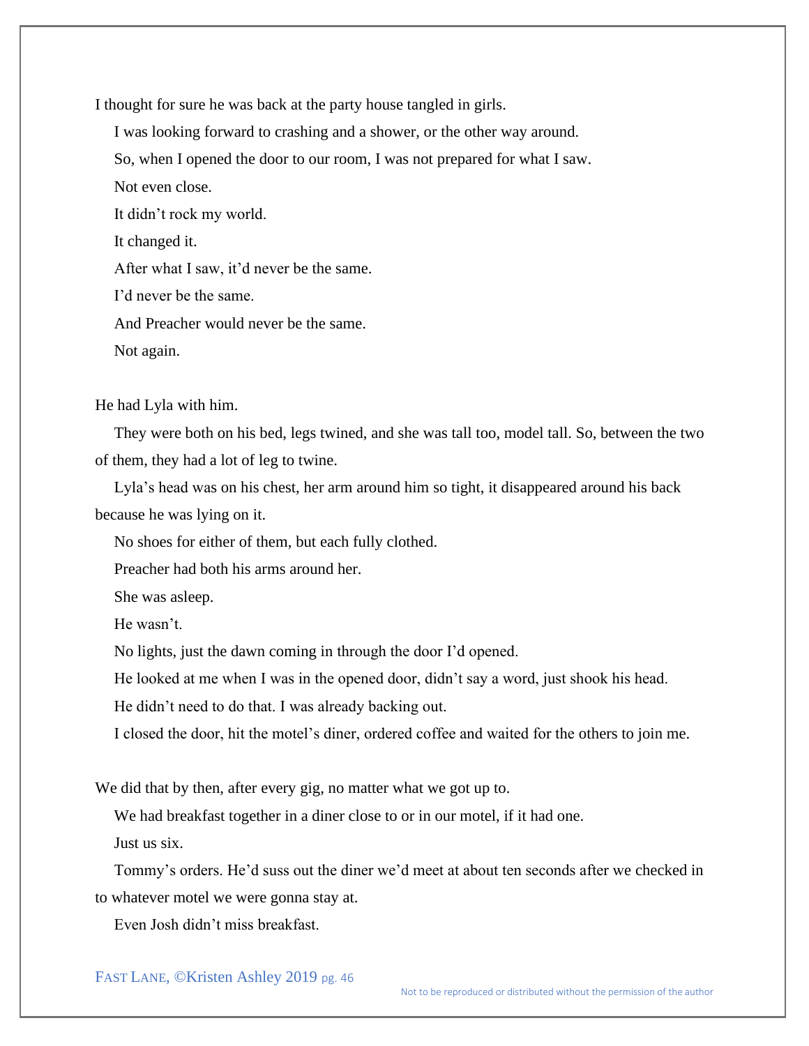I thought for sure he was back at the party house tangled in girls.

I was looking forward to crashing and a shower, or the other way around.

So, when I opened the door to our room, I was not prepared for what I saw.

Not even close.

It didn't rock my world.

It changed it.

After what I saw, it'd never be the same.

I'd never be the same.

And Preacher would never be the same.

Not again.

He had Lyla with him.

They were both on his bed, legs twined, and she was tall too, model tall. So, between the two of them, they had a lot of leg to twine.

Lyla's head was on his chest, her arm around him so tight, it disappeared around his back because he was lying on it.

No shoes for either of them, but each fully clothed.

Preacher had both his arms around her.

She was asleep.

He wasn't.

No lights, just the dawn coming in through the door I'd opened.

He looked at me when I was in the opened door, didn't say a word, just shook his head.

He didn't need to do that. I was already backing out.

I closed the door, hit the motel's diner, ordered coffee and waited for the others to join me.

We did that by then, after every gig, no matter what we got up to.

We had breakfast together in a diner close to or in our motel, if it had one.

Just us six.

Tommy's orders. He'd suss out the diner we'd meet at about ten seconds after we checked in to whatever motel we were gonna stay at.

Even Josh didn't miss breakfast.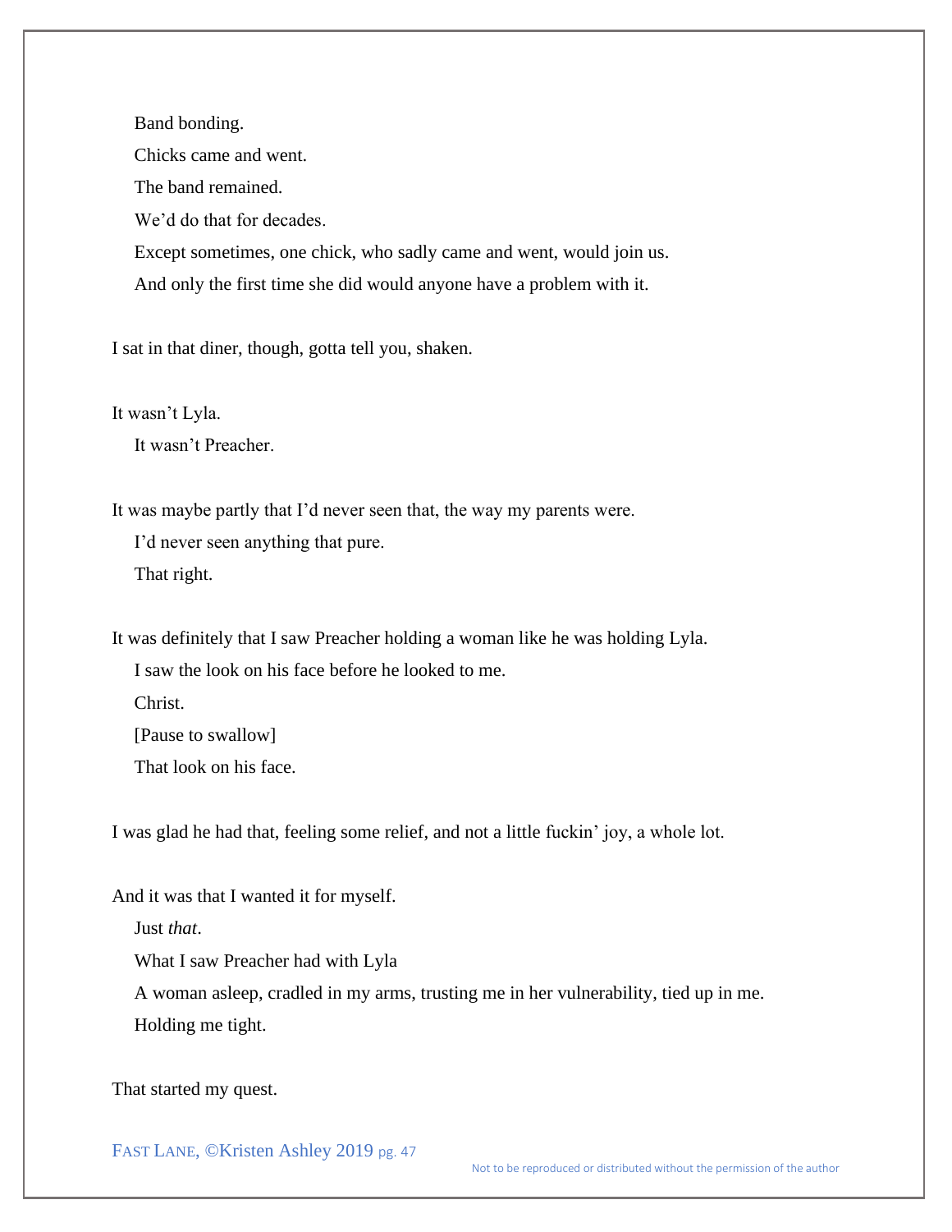Band bonding.

Chicks came and went.

The band remained.

We'd do that for decades.

Except sometimes, one chick, who sadly came and went, would join us.

And only the first time she did would anyone have a problem with it.

I sat in that diner, though, gotta tell you, shaken.

It wasn't Lyla.

It wasn't Preacher.

It was maybe partly that I'd never seen that, the way my parents were.

I'd never seen anything that pure.

That right.

It was definitely that I saw Preacher holding a woman like he was holding Lyla.

I saw the look on his face before he looked to me.

Christ.

[Pause to swallow]

That look on his face.

I was glad he had that, feeling some relief, and not a little fuckin' joy, a whole lot.

And it was that I wanted it for myself.

Just *that*.

What I saw Preacher had with Lyla

A woman asleep, cradled in my arms, trusting me in her vulnerability, tied up in me.

Holding me tight.

That started my quest.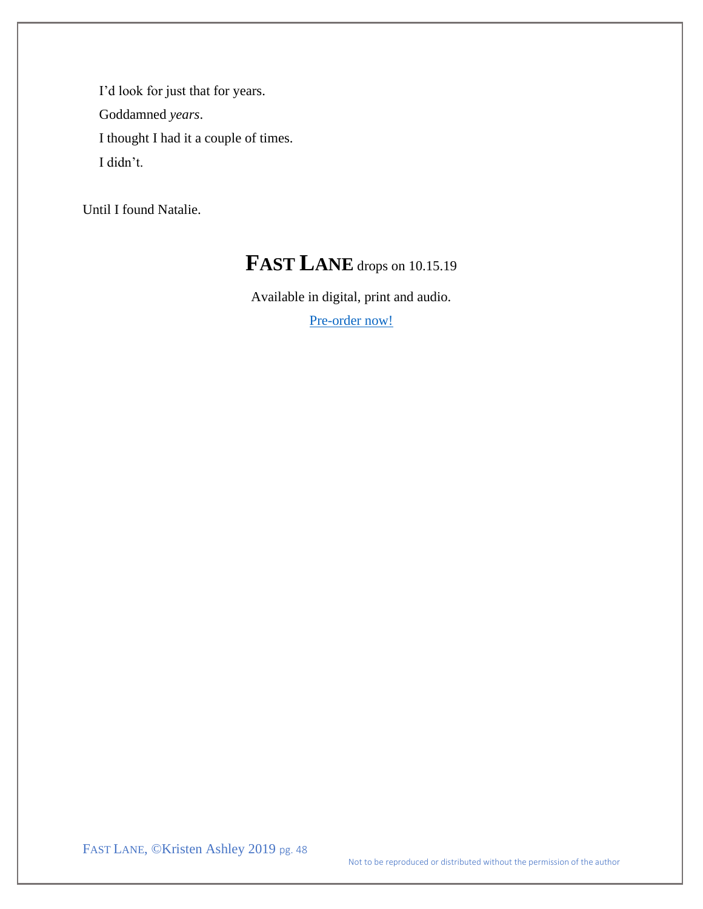I'd look for just that for years.

Goddamned *years*.

I thought I had it a couple of times.

I didn't.

Until I found Natalie.

**FAST LANE** drops on 10.15.19

Available in digital, print and audio.

Pre-order now!